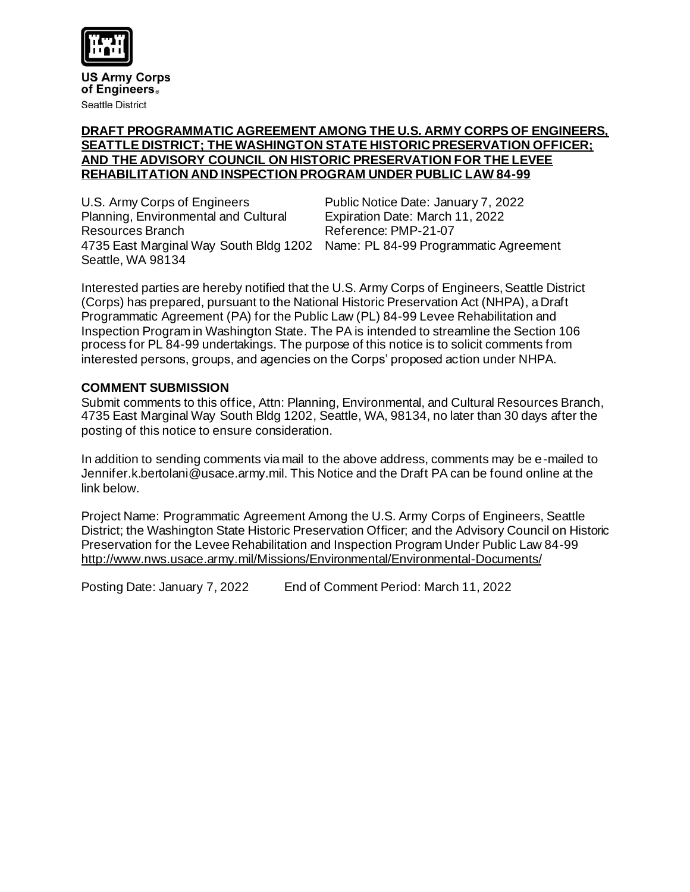**US Army Corps of Engineers®**
Seattle District

**DRAFT PROGRAMMATIC AGREEMENT AMONG THE U.S. ARMY CORPS OF ENGINEERS, SEATTLE DISTRICT; THE WASHINGTON STATE HISTORIC PRESERVATION OFFICER; AND THE ADVISORY COUNCIL ON HISTORIC PRESERVATION FOR THE LEVEE REHABILITATION AND INSPECTION PROGRAM UNDER PUBLIC LAW 84-99**

U.S. Army Corps of Engineers
Planning, Environmental and Cultural Resources Branch
4735 East Marginal Way South Bldg 1202
Seattle, WA 98134

Public Notice Date: January 7, 2022
Expiration Date: March 11, 2022
Reference: PMP-21-07
Name: PL 84-99 Programmatic Agreement

Interested parties are hereby notified that the U.S. Army Corps of Engineers, Seattle District (Corps) has prepared, pursuant to the National Historic Preservation Act (NHPA), a Draft Programmatic Agreement (PA) for the Public Law (PL) 84-99 Levee Rehabilitation and Inspection Program in Washington State. The PA is intended to streamline the Section 106 process for PL 84-99 undertakings. The purpose of this notice is to solicit comments from interested persons, groups, and agencies on the Corps' proposed action under NHPA.

**COMMENT SUBMISSION**

Submit comments to this office, Attn: Planning, Environmental, and Cultural Resources Branch, 4735 East Marginal Way South Bldg 1202, Seattle, WA, 98134, no later than 30 days after the posting of this notice to ensure consideration.

In addition to sending comments via mail to the above address, comments may be e-mailed to Jennifer.k.bertolani@usace.army.mil. This Notice and the Draft PA can be found online at the link below.

Project Name: Programmatic Agreement Among the U.S. Army Corps of Engineers, Seattle District; the Washington State Historic Preservation Officer; and the Advisory Council on Historic Preservation for the Levee Rehabilitation and Inspection Program Under Public Law 84-99
http://www.nws.usace.army.mil/Missions/Environmental/Environmental-Documents/

Posting Date: January 7, 2022 End of Comment Period: March 11, 2022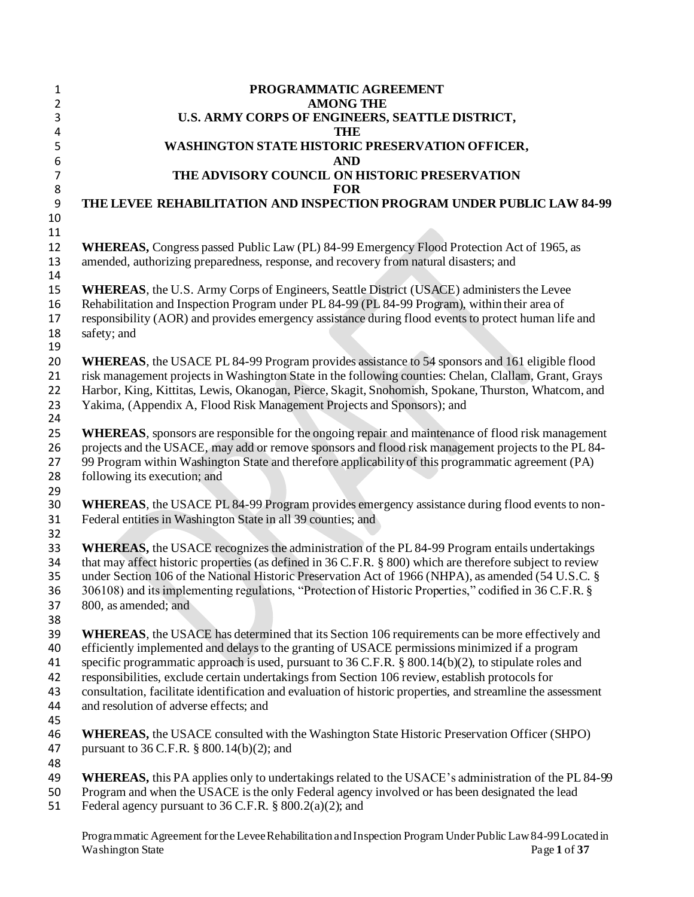# PROGRAMMATIC AGREEMENT
# AMONG THE
# U.S. ARMY CORPS OF ENGINEERS, SEATTLE DISTRICT,
# THE
# WASHINGTON STATE HISTORIC PRESERVATION OFFICER,
# AND
# THE ADVISORY COUNCIL ON HISTORIC PRESERVATION
# FOR
# THE LEVEE REHABILITATION AND INSPECTION PROGRAM UNDER PUBLIC LAW 84-99

**WHEREAS,** Congress passed Public Law (PL) 84-99 Emergency Flood Protection Act of 1965, as amended, authorizing preparedness, response, and recovery from natural disasters; and

**WHEREAS**, the U.S. Army Corps of Engineers, Seattle District (USACE) administers the Levee Rehabilitation and Inspection Program under PL 84-99 (PL 84-99 Program), within their area of responsibility (AOR) and provides emergency assistance during flood events to protect human life and safety; and

**WHEREAS**, the USACE PL 84-99 Program provides assistance to 54 sponsors and 161 eligible flood risk management projects in Washington State in the following counties: Chelan, Clallam, Grant, Grays Harbor, King, Kittitas, Lewis, Okanogan, Pierce, Skagit, Snohomish, Spokane, Thurston, Whatcom, and Yakima, (Appendix A, Flood Risk Management Projects and Sponsors); and

**WHEREAS**, sponsors are responsible for the ongoing repair and maintenance of flood risk management projects and the USACE, may add or remove sponsors and flood risk management projects to the PL 84-99 Program within Washington State and therefore applicability of this programmatic agreement (PA) following its execution; and

**WHEREAS**, the USACE PL 84-99 Program provides emergency assistance during flood events to non-Federal entities in Washington State in all 39 counties; and

**WHEREAS,** the USACE recognizes the administration of the PL 84-99 Program entails undertakings that may affect historic properties (as defined in 36 C.F.R. § 800) which are therefore subject to review under Section 106 of the National Historic Preservation Act of 1966 (NHPA), as amended (54 U.S.C. § 306108) and its implementing regulations, "Protection of Historic Properties," codified in 36 C.F.R. § 800, as amended; and

**WHEREAS**, the USACE has determined that its Section 106 requirements can be more effectively and efficiently implemented and delays to the granting of USACE permissions minimized if a program specific programmatic approach is used, pursuant to 36 C.F.R. § 800.14(b)(2), to stipulate roles and responsibilities, exclude certain undertakings from Section 106 review, establish protocols for consultation, facilitate identification and evaluation of historic properties, and streamline the assessment and resolution of adverse effects; and

**WHEREAS,** the USACE consulted with the Washington State Historic Preservation Officer (SHPO) pursuant to 36 C.F.R. § 800.14(b)(2); and

**WHEREAS,** this PA applies only to undertakings related to the USACE's administration of the PL 84-99 Program and when the USACE is the only Federal agency involved or has been designated the lead Federal agency pursuant to 36 C.F.R. § 800.2(a)(2); and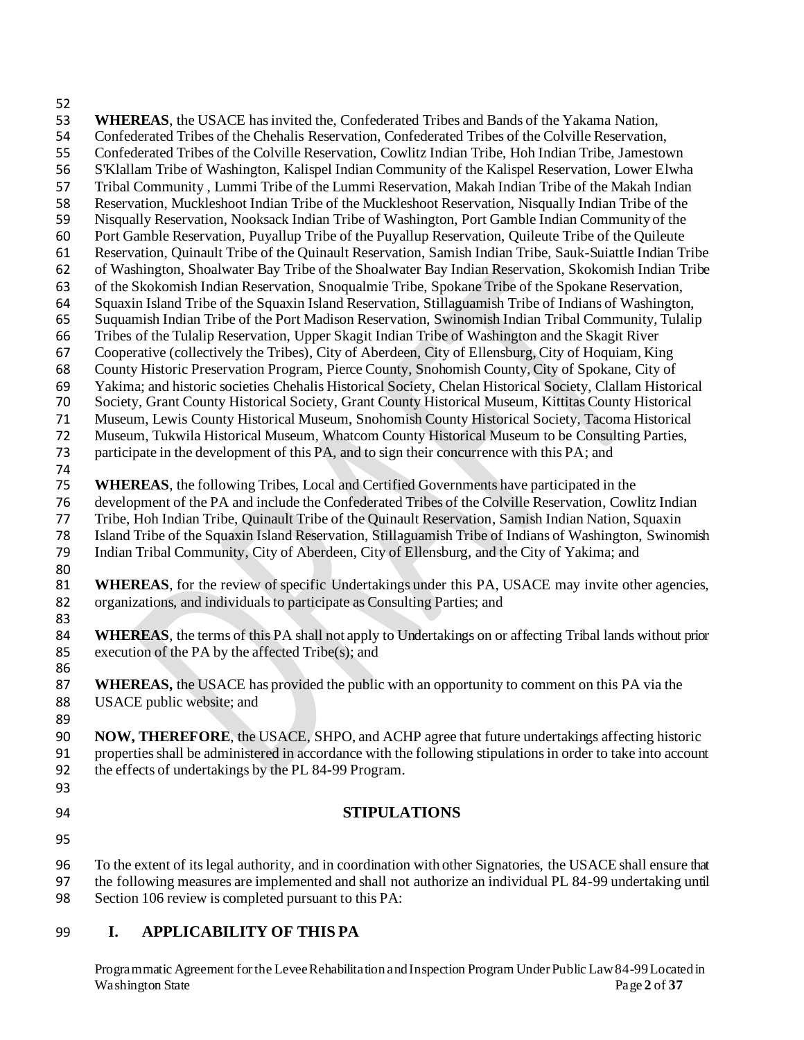**WHEREAS**, the USACE has invited the, Confederated Tribes and Bands of the Yakama Nation, Confederated Tribes of the Chehalis Reservation, Confederated Tribes of the Colville Reservation, Confederated Tribes of the Colville Reservation, Cowlitz Indian Tribe, Hoh Indian Tribe, Jamestown S'Klallam Tribe of Washington, Kalispel Indian Community of the Kalispel Reservation, Lower Elwha Tribal Community , Lummi Tribe of the Lummi Reservation, Makah Indian Tribe of the Makah Indian Reservation, Muckleshoot Indian Tribe of the Muckleshoot Reservation, Nisqually Indian Tribe of the Nisqually Reservation, Nooksack Indian Tribe of Washington, Port Gamble Indian Community of the Port Gamble Reservation, Puyallup Tribe of the Puyallup Reservation, Quileute Tribe of the Quileute Reservation, Quinault Tribe of the Quinault Reservation, Samish Indian Tribe, Sauk-Suiattle Indian Tribe of Washington, Shoalwater Bay Tribe of the Shoalwater Bay Indian Reservation, Skokomish Indian Tribe of the Skokomish Indian Reservation, Snoqualmie Tribe, Spokane Tribe of the Spokane Reservation, Squaxin Island Tribe of the Squaxin Island Reservation, Stillaguamish Tribe of Indians of Washington, Suquamish Indian Tribe of the Port Madison Reservation, Swinomish Indian Tribal Community, Tulalip Tribes of the Tulalip Reservation, Upper Skagit Indian Tribe of Washington and the Skagit River Cooperative (collectively the Tribes), City of Aberdeen, City of Ellensburg, City of Hoquiam, King County Historic Preservation Program, Pierce County, Snohomish County, City of Spokane, City of Yakima; and historic societies Chehalis Historical Society, Chelan Historical Society, Clallam Historical Society, Grant County Historical Society, Grant County Historical Museum, Kittitas County Historical Museum, Lewis County Historical Museum, Snohomish County Historical Society, Tacoma Historical Museum, Tukwila Historical Museum, Whatcom County Historical Museum to be Consulting Parties, participate in the development of this PA, and to sign their concurrence with this PA; and

**WHEREAS**, the following Tribes, Local and Certified Governments have participated in the development of the PA and include the Confederated Tribes of the Colville Reservation, Cowlitz Indian Tribe, Hoh Indian Tribe, Quinault Tribe of the Quinault Reservation, Samish Indian Nation, Squaxin Island Tribe of the Squaxin Island Reservation, Stillaguamish Tribe of Indians of Washington, Swinomish Indian Tribal Community, City of Aberdeen, City of Ellensburg, and the City of Yakima; and

**WHEREAS**, for the review of specific Undertakings under this PA, USACE may invite other agencies, organizations, and individuals to participate as Consulting Parties; and

**WHEREAS**, the terms of this PA shall not apply to Undertakings on or affecting Tribal lands without prior execution of the PA by the affected Tribe(s); and

**WHEREAS,** the USACE has provided the public with an opportunity to comment on this PA via the USACE public website; and

**NOW, THEREFORE**, the USACE, SHPO, and ACHP agree that future undertakings affecting historic properties shall be administered in accordance with the following stipulations in order to take into account the effects of undertakings by the PL 84-99 Program.

## STIPULATIONS

To the extent of its legal authority, and in coordination with other Signatories, the USACE shall ensure that the following measures are implemented and shall not authorize an individual PL 84-99 undertaking until Section 106 review is completed pursuant to this PA:

## I. APPLICABILITY OF THIS PA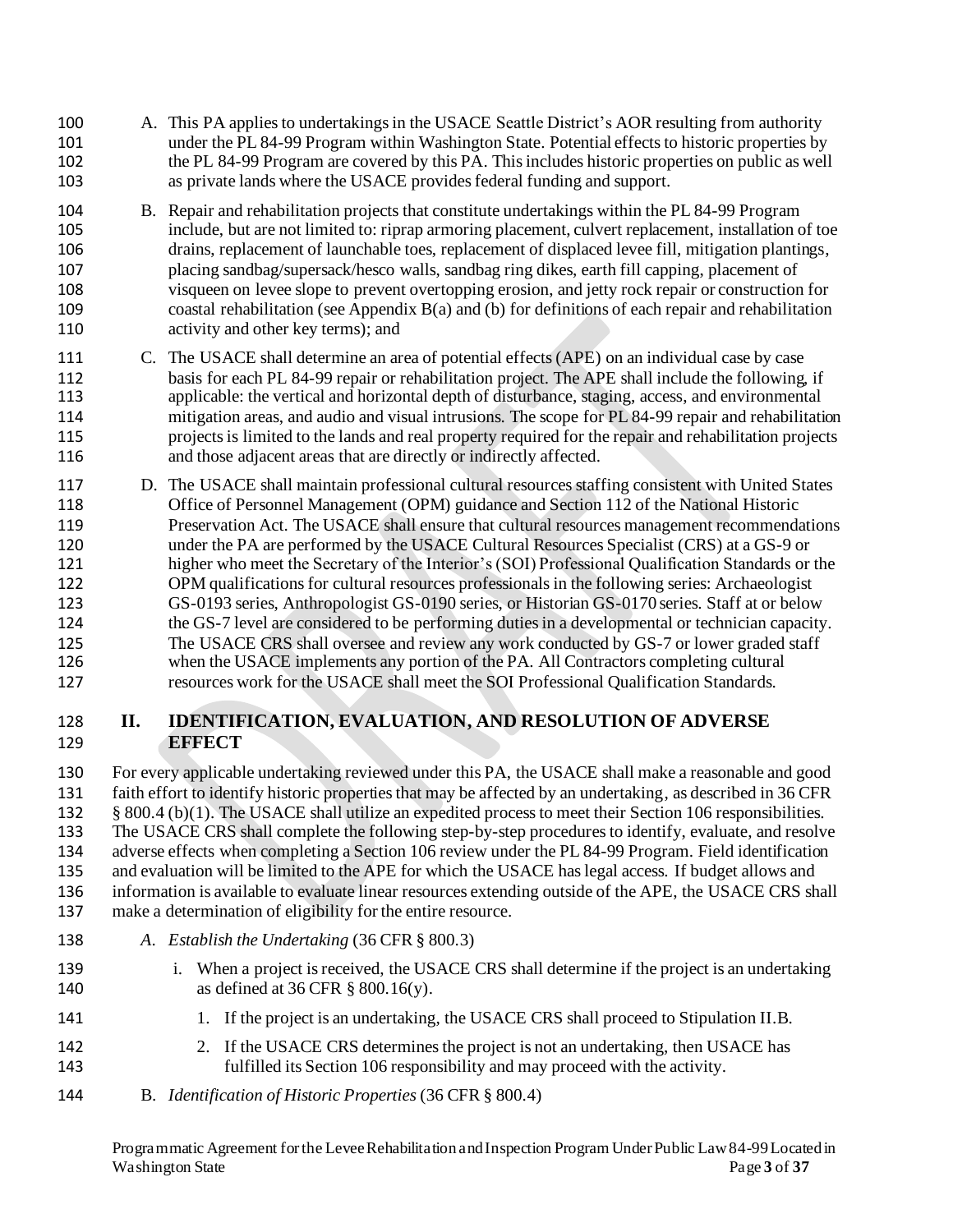A. This PA applies to undertakings in the USACE Seattle District's AOR resulting from authority under the PL 84-99 Program within Washington State. Potential effects to historic properties by the PL 84-99 Program are covered by this PA. This includes historic properties on public as well as private lands where the USACE provides federal funding and support.

B. Repair and rehabilitation projects that constitute undertakings within the PL 84-99 Program include, but are not limited to: riprap armoring placement, culvert replacement, installation of toe drains, replacement of launchable toes, replacement of displaced levee fill, mitigation plantings, placing sandbag/supersack/hesco walls, sandbag ring dikes, earth fill capping, placement of visqueen on levee slope to prevent overtopping erosion, and jetty rock repair or construction for coastal rehabilitation (see Appendix B(a) and (b) for definitions of each repair and rehabilitation activity and other key terms); and

C. The USACE shall determine an area of potential effects (APE) on an individual case by case basis for each PL 84-99 repair or rehabilitation project. The APE shall include the following, if applicable: the vertical and horizontal depth of disturbance, staging, access, and environmental mitigation areas, and audio and visual intrusions. The scope for PL 84-99 repair and rehabilitation projects is limited to the lands and real property required for the repair and rehabilitation projects and those adjacent areas that are directly or indirectly affected.

D. The USACE shall maintain professional cultural resources staffing consistent with United States Office of Personnel Management (OPM) guidance and Section 112 of the National Historic Preservation Act. The USACE shall ensure that cultural resources management recommendations under the PA are performed by the USACE Cultural Resources Specialist (CRS) at a GS-9 or higher who meet the Secretary of the Interior's (SOI) Professional Qualification Standards or the OPM qualifications for cultural resources professionals in the following series: Archaeologist GS-0193 series, Anthropologist GS-0190 series, or Historian GS-0170 series. Staff at or below the GS-7 level are considered to be performing duties in a developmental or technician capacity. The USACE CRS shall oversee and review any work conducted by GS-7 or lower graded staff when the USACE implements any portion of the PA. All Contractors completing cultural resources work for the USACE shall meet the SOI Professional Qualification Standards.

## II. IDENTIFICATION, EVALUATION, AND RESOLUTION OF ADVERSE EFFECT

For every applicable undertaking reviewed under this PA, the USACE shall make a reasonable and good faith effort to identify historic properties that may be affected by an undertaking, as described in 36 CFR § 800.4 (b)(1). The USACE shall utilize an expedited process to meet their Section 106 responsibilities. The USACE CRS shall complete the following step-by-step procedures to identify, evaluate, and resolve adverse effects when completing a Section 106 review under the PL 84-99 Program. Field identification and evaluation will be limited to the APE for which the USACE has legal access. If budget allows and information is available to evaluate linear resources extending outside of the APE, the USACE CRS shall make a determination of eligibility for the entire resource.

A. *Establish the Undertaking* (36 CFR § 800.3)

  i. When a project is received, the USACE CRS shall determine if the project is an undertaking as defined at 36 CFR § 800.16(y).

    1. If the project is an undertaking, the USACE CRS shall proceed to Stipulation II.B.

    2. If the USACE CRS determines the project is not an undertaking, then USACE has fulfilled its Section 106 responsibility and may proceed with the activity.

B. *Identification of Historic Properties* (36 CFR § 800.4)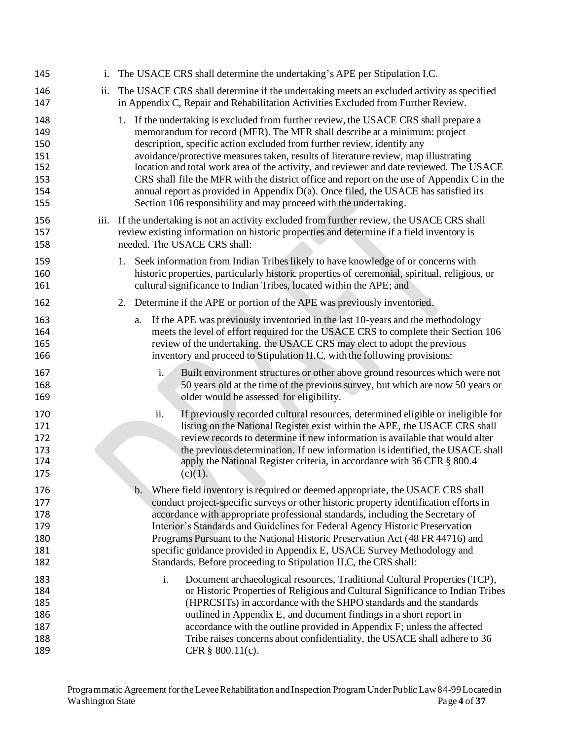i. The USACE CRS shall determine the undertaking's APE per Stipulation I.C.

ii. The USACE CRS shall determine if the undertaking meets an excluded activity as specified in Appendix C, Repair and Rehabilitation Activities Excluded from Further Review.

   1. If the undertaking is excluded from further review, the USACE CRS shall prepare a memorandum for record (MFR). The MFR shall describe at a minimum: project description, specific action excluded from further review, identify any avoidance/protective measures taken, results of literature review, map illustrating location and total work area of the activity, and reviewer and date reviewed. The USACE CRS shall file the MFR with the district office and report on the use of Appendix C in the annual report as provided in Appendix D(a). Once filed, the USACE has satisfied its Section 106 responsibility and may proceed with the undertaking.

iii. If the undertaking is not an activity excluded from further review, the USACE CRS shall review existing information on historic properties and determine if a field inventory is needed. The USACE CRS shall:

   1. Seek information from Indian Tribes likely to have knowledge of or concerns with historic properties, particularly historic properties of ceremonial, spiritual, religious, or cultural significance to Indian Tribes, located within the APE; and

   2. Determine if the APE or portion of the APE was previously inventoried.

      a. If the APE was previously inventoried in the last 10-years and the methodology meets the level of effort required for the USACE CRS to complete their Section 106 review of the undertaking, the USACE CRS may elect to adopt the previous inventory and proceed to Stipulation II.C, with the following provisions:

         i. Built environment structures or other above ground resources which were not 50 years old at the time of the previous survey, but which are now 50 years or older would be assessed for eligibility.

         ii. If previously recorded cultural resources, determined eligible or ineligible for listing on the National Register exist within the APE, the USACE CRS shall review records to determine if new information is available that would alter the previous determination. If new information is identified, the USACE shall apply the National Register criteria, in accordance with 36 CFR § 800.4 (c)(1).

      b. Where field inventory is required or deemed appropriate, the USACE CRS shall conduct project-specific surveys or other historic property identification efforts in accordance with appropriate professional standards, including the Secretary of Interior's Standards and Guidelines for Federal Agency Historic Preservation Programs Pursuant to the National Historic Preservation Act (48 FR 44716) and specific guidance provided in Appendix E, USACE Survey Methodology and Standards. Before proceeding to Stipulation II.C, the CRS shall:

         i. Document archaeological resources, Traditional Cultural Properties (TCP), or Historic Properties of Religious and Cultural Significance to Indian Tribes (HPRCSITs) in accordance with the SHPO standards and the standards outlined in Appendix E, and document findings in a short report in accordance with the outline provided in Appendix F; unless the affected Tribe raises concerns about confidentiality, the USACE shall adhere to 36 CFR § 800.11(c).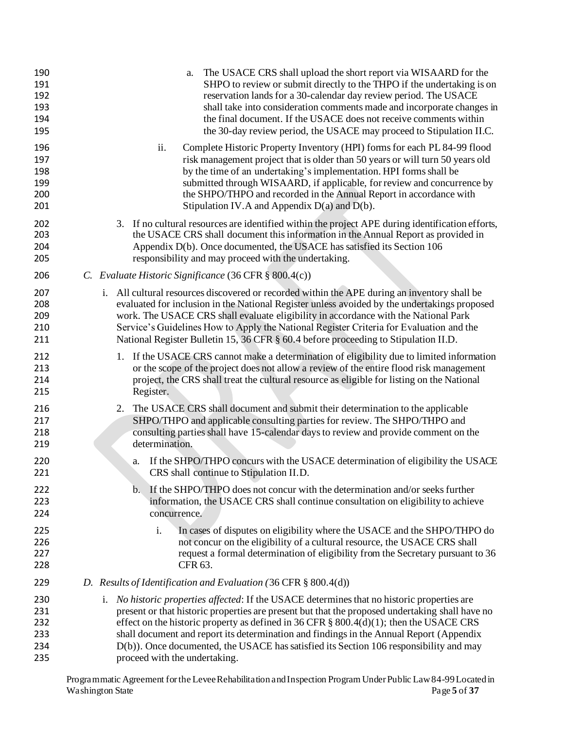a. The USACE CRS shall upload the short report via WISAARD for the SHPO to review or submit directly to the THPO if the undertaking is on reservation lands for a 30-calendar day review period. The USACE shall take into consideration comments made and incorporate changes in the final document. If the USACE does not receive comments within the 30-day review period, the USACE may proceed to Stipulation II.C.

ii. Complete Historic Property Inventory (HPI) forms for each PL 84-99 flood risk management project that is older than 50 years or will turn 50 years old by the time of an undertaking's implementation. HPI forms shall be submitted through WISAARD, if applicable, for review and concurrence by the SHPO/THPO and recorded in the Annual Report in accordance with Stipulation IV.A and Appendix D(a) and D(b).

3. If no cultural resources are identified within the project APE during identification efforts, the USACE CRS shall document this information in the Annual Report as provided in Appendix D(b). Once documented, the USACE has satisfied its Section 106 responsibility and may proceed with the undertaking.

*C. Evaluate Historic Significance* (36 CFR § 800.4(c))

i. All cultural resources discovered or recorded within the APE during an inventory shall be evaluated for inclusion in the National Register unless avoided by the undertakings proposed work. The USACE CRS shall evaluate eligibility in accordance with the National Park Service's Guidelines How to Apply the National Register Criteria for Evaluation and the National Register Bulletin 15, 36 CFR § 60.4 before proceeding to Stipulation II.D.

1. If the USACE CRS cannot make a determination of eligibility due to limited information or the scope of the project does not allow a review of the entire flood risk management project, the CRS shall treat the cultural resource as eligible for listing on the National Register.

2. The USACE CRS shall document and submit their determination to the applicable SHPO/THPO and applicable consulting parties for review. The SHPO/THPO and consulting parties shall have 15-calendar days to review and provide comment on the determination.

   a. If the SHPO/THPO concurs with the USACE determination of eligibility the USACE CRS shall continue to Stipulation II.D.

   b. If the SHPO/THPO does not concur with the determination and/or seeks further information, the USACE CRS shall continue consultation on eligibility to achieve concurrence.

      i. In cases of disputes on eligibility where the USACE and the SHPO/THPO do not concur on the eligibility of a cultural resource, the USACE CRS shall request a formal determination of eligibility from the Secretary pursuant to 36 CFR 63.

*D. Results of Identification and Evaluation (*36 CFR § 800.4(d))

i. *No historic properties affected*: If the USACE determines that no historic properties are present or that historic properties are present but that the proposed undertaking shall have no effect on the historic property as defined in 36 CFR § 800.4(d)(1); then the USACE CRS shall document and report its determination and findings in the Annual Report (Appendix D(b)). Once documented, the USACE has satisfied its Section 106 responsibility and may proceed with the undertaking.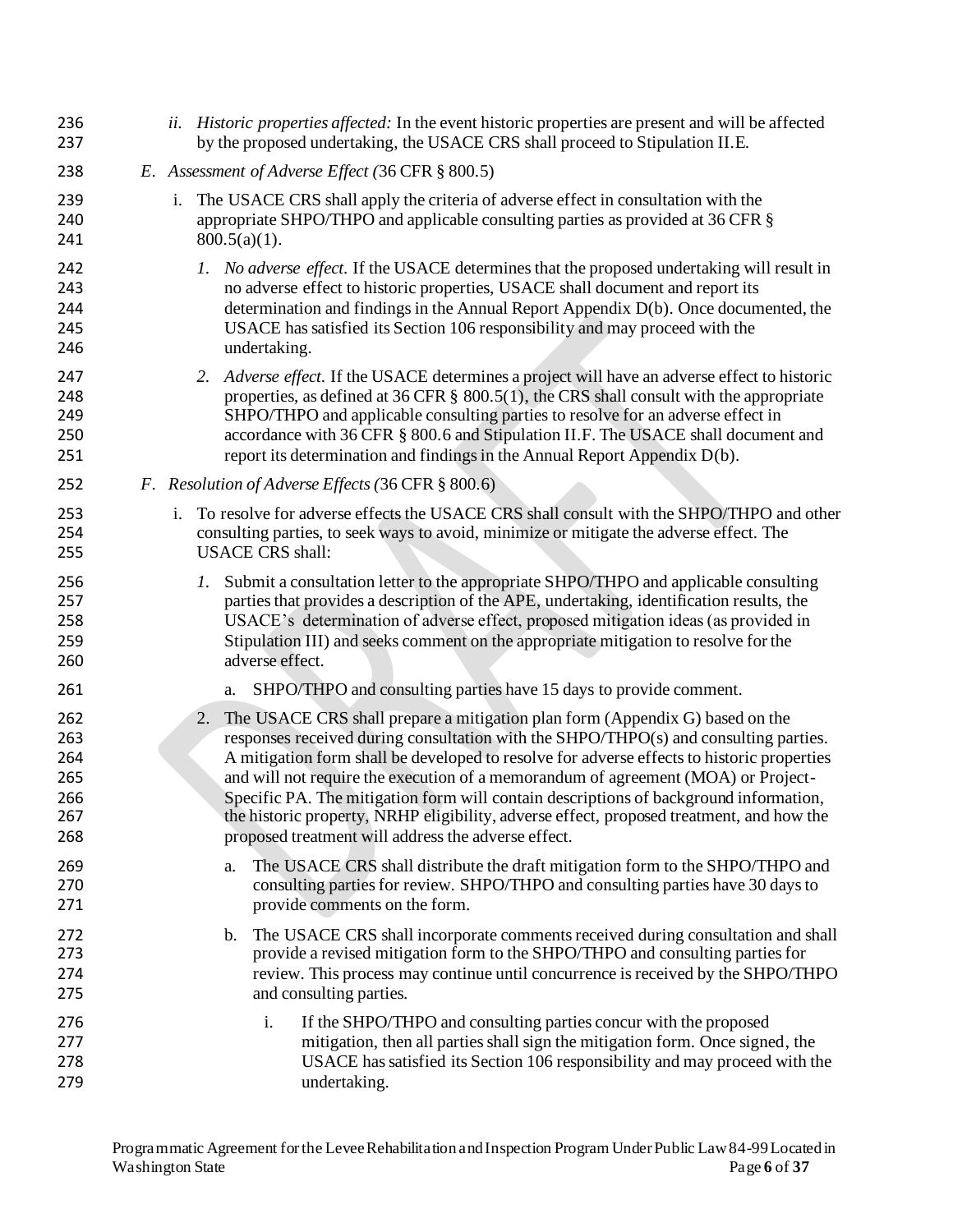*ii. Historic properties affected:* In the event historic properties are present and will be affected by the proposed undertaking, the USACE CRS shall proceed to Stipulation II.E.

*E. Assessment of Adverse Effect (*36 CFR § 800.5)

i. The USACE CRS shall apply the criteria of adverse effect in consultation with the appropriate SHPO/THPO and applicable consulting parties as provided at 36 CFR § 800.5(a)(1).

*1. No adverse effect.* If the USACE determines that the proposed undertaking will result in no adverse effect to historic properties, USACE shall document and report its determination and findings in the Annual Report Appendix D(b). Once documented, the USACE has satisfied its Section 106 responsibility and may proceed with the undertaking.

*2. Adverse effect.* If the USACE determines a project will have an adverse effect to historic properties, as defined at 36 CFR § 800.5(1), the CRS shall consult with the appropriate SHPO/THPO and applicable consulting parties to resolve for an adverse effect in accordance with 36 CFR § 800.6 and Stipulation II.F. The USACE shall document and report its determination and findings in the Annual Report Appendix D(b).

*F. Resolution of Adverse Effects (*36 CFR § 800.6)

i. To resolve for adverse effects the USACE CRS shall consult with the SHPO/THPO and other consulting parties, to seek ways to avoid, minimize or mitigate the adverse effect. The USACE CRS shall:

*1.* Submit a consultation letter to the appropriate SHPO/THPO and applicable consulting parties that provides a description of the APE, undertaking, identification results, the USACE's determination of adverse effect, proposed mitigation ideas (as provided in Stipulation III) and seeks comment on the appropriate mitigation to resolve for the adverse effect.

a. SHPO/THPO and consulting parties have 15 days to provide comment.

2. The USACE CRS shall prepare a mitigation plan form (Appendix G) based on the responses received during consultation with the SHPO/THPO(s) and consulting parties. A mitigation form shall be developed to resolve for adverse effects to historic properties and will not require the execution of a memorandum of agreement (MOA) or Project-Specific PA. The mitigation form will contain descriptions of background information, the historic property, NRHP eligibility, adverse effect, proposed treatment, and how the proposed treatment will address the adverse effect.

a. The USACE CRS shall distribute the draft mitigation form to the SHPO/THPO and consulting parties for review. SHPO/THPO and consulting parties have 30 days to provide comments on the form.

b. The USACE CRS shall incorporate comments received during consultation and shall provide a revised mitigation form to the SHPO/THPO and consulting parties for review. This process may continue until concurrence is received by the SHPO/THPO and consulting parties.

i. If the SHPO/THPO and consulting parties concur with the proposed mitigation, then all parties shall sign the mitigation form. Once signed, the USACE has satisfied its Section 106 responsibility and may proceed with the undertaking.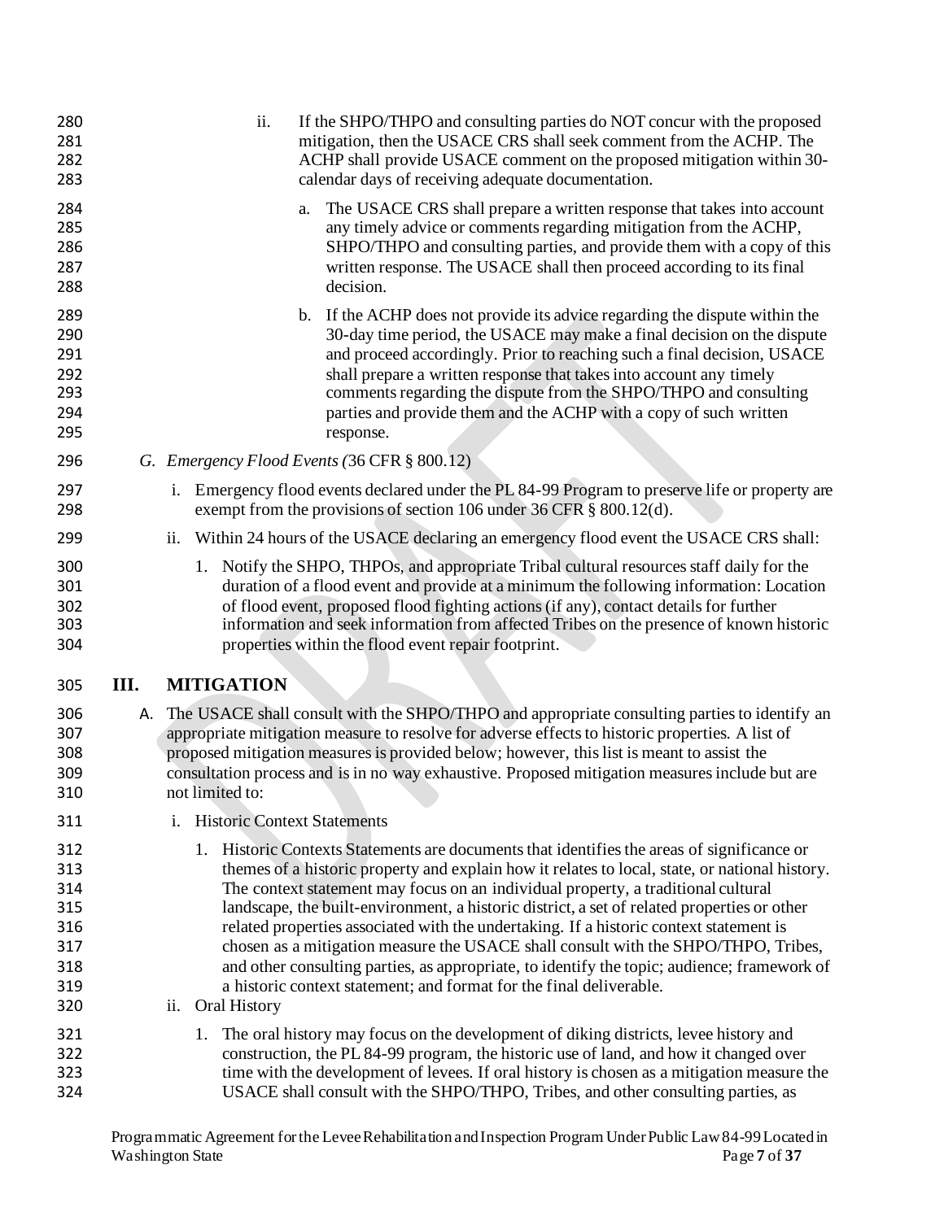ii. If the SHPO/THPO and consulting parties do NOT concur with the proposed mitigation, then the USACE CRS shall seek comment from the ACHP. The ACHP shall provide USACE comment on the proposed mitigation within 30-calendar days of receiving adequate documentation.

a. The USACE CRS shall prepare a written response that takes into account any timely advice or comments regarding mitigation from the ACHP, SHPO/THPO and consulting parties, and provide them with a copy of this written response. The USACE shall then proceed according to its final decision.

b. If the ACHP does not provide its advice regarding the dispute within the 30-day time period, the USACE may make a final decision on the dispute and proceed accordingly. Prior to reaching such a final decision, USACE shall prepare a written response that takes into account any timely comments regarding the dispute from the SHPO/THPO and consulting parties and provide them and the ACHP with a copy of such written response.

G. *Emergency Flood Events (*36 CFR § 800.12)

i. Emergency flood events declared under the PL 84-99 Program to preserve life or property are exempt from the provisions of section 106 under 36 CFR § 800.12(d).

ii. Within 24 hours of the USACE declaring an emergency flood event the USACE CRS shall:

1. Notify the SHPO, THPOs, and appropriate Tribal cultural resources staff daily for the duration of a flood event and provide at a minimum the following information: Location of flood event, proposed flood fighting actions (if any), contact details for further information and seek information from affected Tribes on the presence of known historic properties within the flood event repair footprint.

## III. MITIGATION

A. The USACE shall consult with the SHPO/THPO and appropriate consulting parties to identify an appropriate mitigation measure to resolve for adverse effects to historic properties. A list of proposed mitigation measures is provided below; however, this list is meant to assist the consultation process and is in no way exhaustive. Proposed mitigation measures include but are not limited to:

i. Historic Context Statements

1. Historic Contexts Statements are documents that identifies the areas of significance or themes of a historic property and explain how it relates to local, state, or national history. The context statement may focus on an individual property, a traditional cultural landscape, the built-environment, a historic district, a set of related properties or other related properties associated with the undertaking. If a historic context statement is chosen as a mitigation measure the USACE shall consult with the SHPO/THPO, Tribes, and other consulting parties, as appropriate, to identify the topic; audience; framework of a historic context statement; and format for the final deliverable.

ii. Oral History

1. The oral history may focus on the development of diking districts, levee history and construction, the PL 84-99 program, the historic use of land, and how it changed over time with the development of levees. If oral history is chosen as a mitigation measure the USACE shall consult with the SHPO/THPO, Tribes, and other consulting parties, as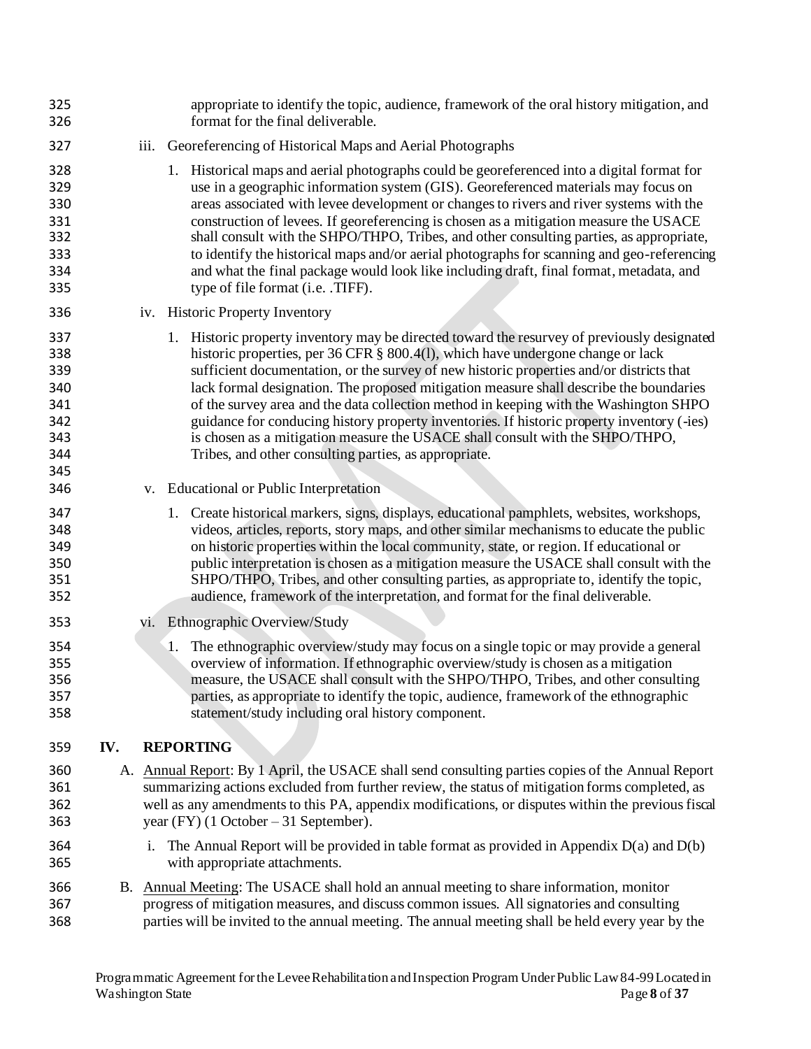appropriate to identify the topic, audience, framework of the oral history mitigation, and format for the final deliverable.

iii. Georeferencing of Historical Maps and Aerial Photographs

1. Historical maps and aerial photographs could be georeferenced into a digital format for use in a geographic information system (GIS). Georeferenced materials may focus on areas associated with levee development or changes to rivers and river systems with the construction of levees. If georeferencing is chosen as a mitigation measure the USACE shall consult with the SHPO/THPO, Tribes, and other consulting parties, as appropriate, to identify the historical maps and/or aerial photographs for scanning and geo-referencing and what the final package would look like including draft, final format, metadata, and type of file format (i.e. .TIFF).

iv. Historic Property Inventory

1. Historic property inventory may be directed toward the resurvey of previously designated historic properties, per 36 CFR § 800.4(l), which have undergone change or lack sufficient documentation, or the survey of new historic properties and/or districts that lack formal designation. The proposed mitigation measure shall describe the boundaries of the survey area and the data collection method in keeping with the Washington SHPO guidance for conducing history property inventories. If historic property inventory (-ies) is chosen as a mitigation measure the USACE shall consult with the SHPO/THPO, Tribes, and other consulting parties, as appropriate.

v. Educational or Public Interpretation

1. Create historical markers, signs, displays, educational pamphlets, websites, workshops, videos, articles, reports, story maps, and other similar mechanisms to educate the public on historic properties within the local community, state, or region. If educational or public interpretation is chosen as a mitigation measure the USACE shall consult with the SHPO/THPO, Tribes, and other consulting parties, as appropriate to, identify the topic, audience, framework of the interpretation, and format for the final deliverable.

vi. Ethnographic Overview/Study

1. The ethnographic overview/study may focus on a single topic or may provide a general overview of information. If ethnographic overview/study is chosen as a mitigation measure, the USACE shall consult with the SHPO/THPO, Tribes, and other consulting parties, as appropriate to identify the topic, audience, framework of the ethnographic statement/study including oral history component.

## IV. REPORTING

A. Annual Report: By 1 April, the USACE shall send consulting parties copies of the Annual Report summarizing actions excluded from further review, the status of mitigation forms completed, as well as any amendments to this PA, appendix modifications, or disputes within the previous fiscal year (FY) (1 October – 31 September).

i. The Annual Report will be provided in table format as provided in Appendix D(a) and D(b) with appropriate attachments.

B. Annual Meeting: The USACE shall hold an annual meeting to share information, monitor progress of mitigation measures, and discuss common issues. All signatories and consulting parties will be invited to the annual meeting. The annual meeting shall be held every year by the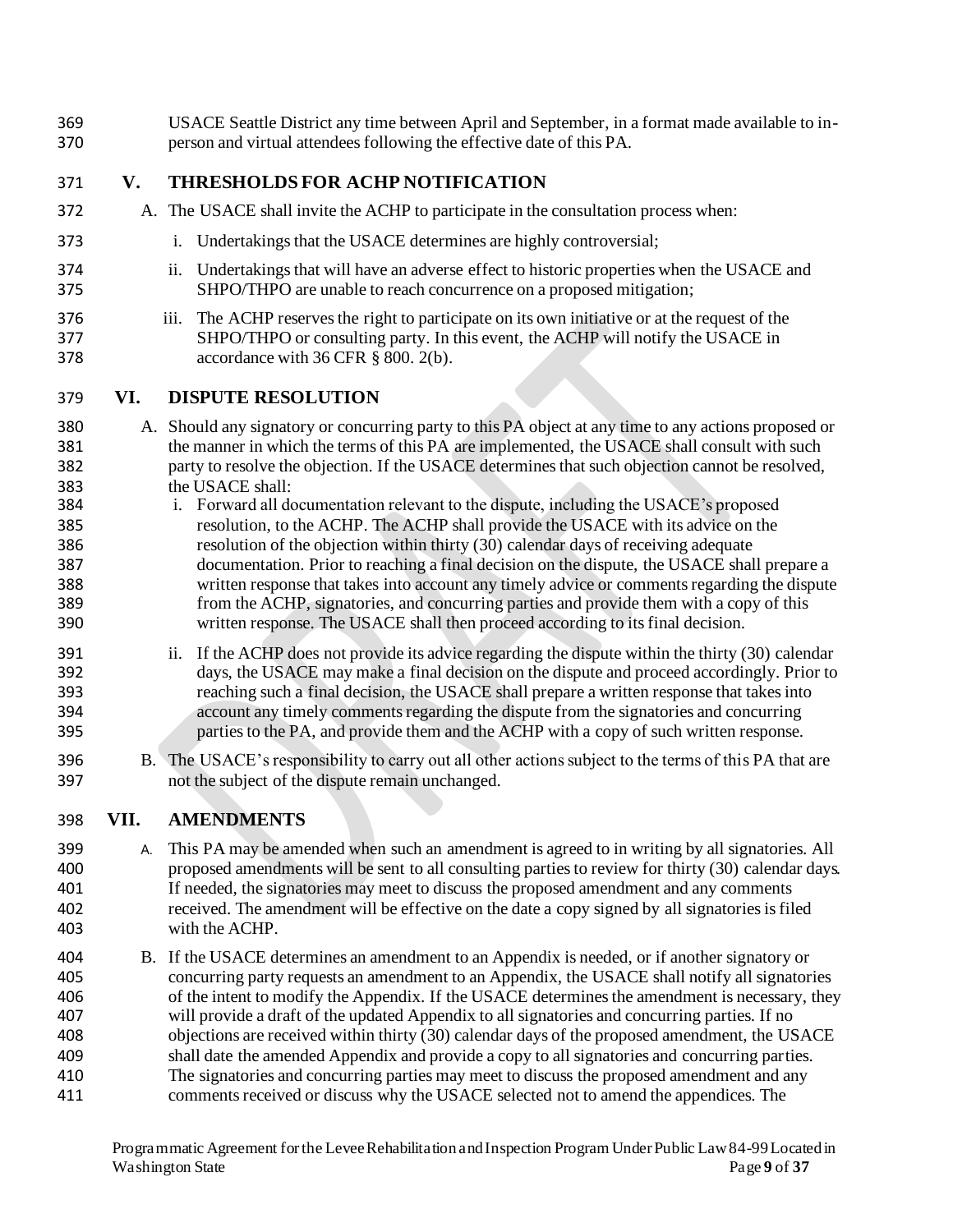USACE Seattle District any time between April and September, in a format made available to in-person and virtual attendees following the effective date of this PA.

## V. THRESHOLDS FOR ACHP NOTIFICATION

A. The USACE shall invite the ACHP to participate in the consultation process when:

i. Undertakings that the USACE determines are highly controversial;

ii. Undertakings that will have an adverse effect to historic properties when the USACE and SHPO/THPO are unable to reach concurrence on a proposed mitigation;

iii. The ACHP reserves the right to participate on its own initiative or at the request of the SHPO/THPO or consulting party. In this event, the ACHP will notify the USACE in accordance with 36 CFR § 800. 2(b).

## VI. DISPUTE RESOLUTION

A. Should any signatory or concurring party to this PA object at any time to any actions proposed or the manner in which the terms of this PA are implemented, the USACE shall consult with such party to resolve the objection. If the USACE determines that such objection cannot be resolved, the USACE shall:

i. Forward all documentation relevant to the dispute, including the USACE's proposed resolution, to the ACHP. The ACHP shall provide the USACE with its advice on the resolution of the objection within thirty (30) calendar days of receiving adequate documentation. Prior to reaching a final decision on the dispute, the USACE shall prepare a written response that takes into account any timely advice or comments regarding the dispute from the ACHP, signatories, and concurring parties and provide them with a copy of this written response. The USACE shall then proceed according to its final decision.

ii. If the ACHP does not provide its advice regarding the dispute within the thirty (30) calendar days, the USACE may make a final decision on the dispute and proceed accordingly. Prior to reaching such a final decision, the USACE shall prepare a written response that takes into account any timely comments regarding the dispute from the signatories and concurring parties to the PA, and provide them and the ACHP with a copy of such written response.

B. The USACE's responsibility to carry out all other actions subject to the terms of this PA that are not the subject of the dispute remain unchanged.

## VII. AMENDMENTS

A. This PA may be amended when such an amendment is agreed to in writing by all signatories. All proposed amendments will be sent to all consulting parties to review for thirty (30) calendar days. If needed, the signatories may meet to discuss the proposed amendment and any comments received. The amendment will be effective on the date a copy signed by all signatories is filed with the ACHP.

B. If the USACE determines an amendment to an Appendix is needed, or if another signatory or concurring party requests an amendment to an Appendix, the USACE shall notify all signatories of the intent to modify the Appendix. If the USACE determines the amendment is necessary, they will provide a draft of the updated Appendix to all signatories and concurring parties. If no objections are received within thirty (30) calendar days of the proposed amendment, the USACE shall date the amended Appendix and provide a copy to all signatories and concurring parties. The signatories and concurring parties may meet to discuss the proposed amendment and any comments received or discuss why the USACE selected not to amend the appendices. The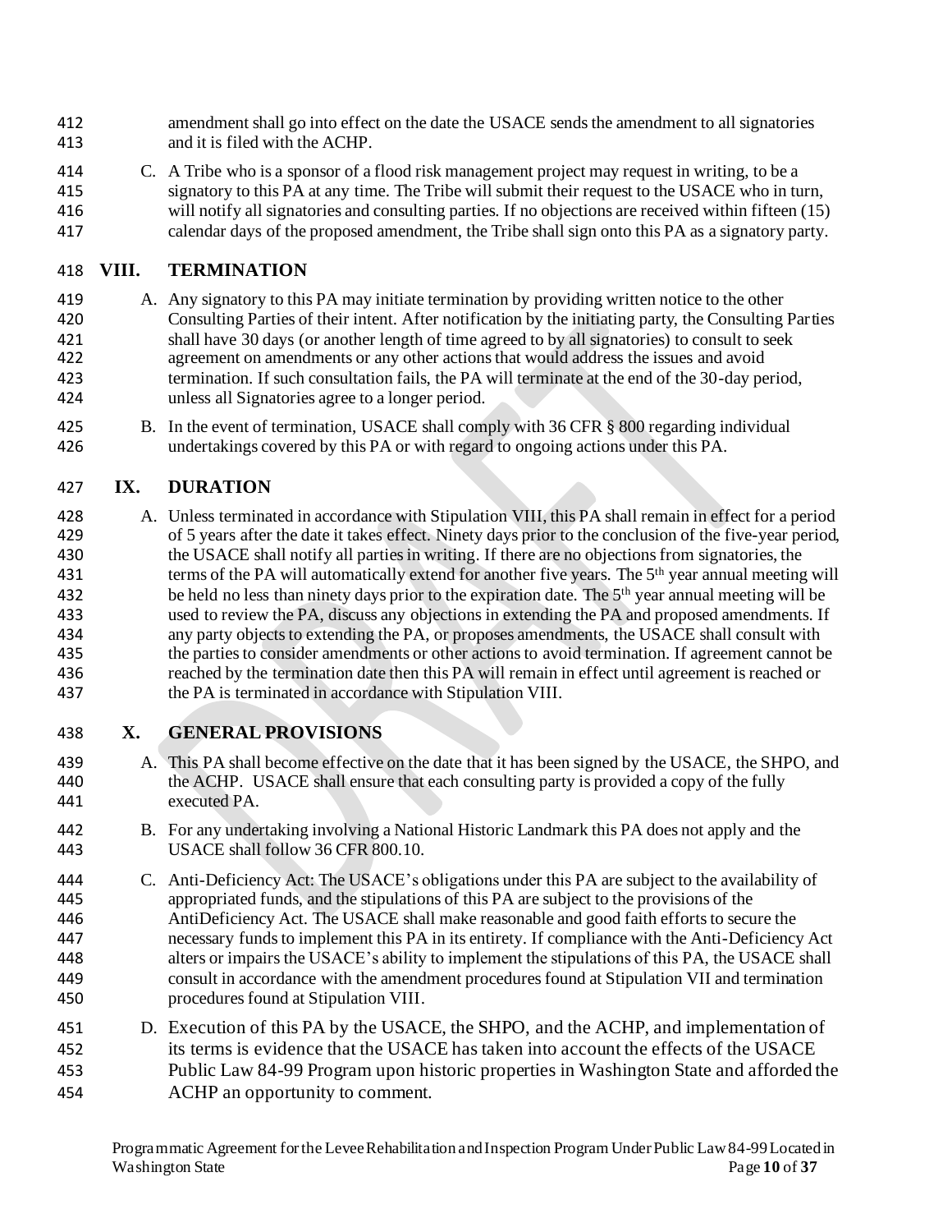amendment shall go into effect on the date the USACE sends the amendment to all signatories and it is filed with the ACHP.

C. A Tribe who is a sponsor of a flood risk management project may request in writing, to be a signatory to this PA at any time. The Tribe will submit their request to the USACE who in turn, will notify all signatories and consulting parties. If no objections are received within fifteen (15) calendar days of the proposed amendment, the Tribe shall sign onto this PA as a signatory party.

## VIII. TERMINATION

A. Any signatory to this PA may initiate termination by providing written notice to the other Consulting Parties of their intent. After notification by the initiating party, the Consulting Parties shall have 30 days (or another length of time agreed to by all signatories) to consult to seek agreement on amendments or any other actions that would address the issues and avoid termination. If such consultation fails, the PA will terminate at the end of the 30-day period, unless all Signatories agree to a longer period.

B. In the event of termination, USACE shall comply with 36 CFR § 800 regarding individual undertakings covered by this PA or with regard to ongoing actions under this PA.

## IX. DURATION

A. Unless terminated in accordance with Stipulation VIII, this PA shall remain in effect for a period of 5 years after the date it takes effect. Ninety days prior to the conclusion of the five-year period, the USACE shall notify all parties in writing. If there are no objections from signatories, the terms of the PA will automatically extend for another five years. The 5th year annual meeting will be held no less than ninety days prior to the expiration date. The 5th year annual meeting will be used to review the PA, discuss any objections in extending the PA and proposed amendments. If any party objects to extending the PA, or proposes amendments, the USACE shall consult with the parties to consider amendments or other actions to avoid termination. If agreement cannot be reached by the termination date then this PA will remain in effect until agreement is reached or the PA is terminated in accordance with Stipulation VIII.

## X. GENERAL PROVISIONS

A. This PA shall become effective on the date that it has been signed by the USACE, the SHPO, and the ACHP. USACE shall ensure that each consulting party is provided a copy of the fully executed PA.

B. For any undertaking involving a National Historic Landmark this PA does not apply and the USACE shall follow 36 CFR 800.10.

C. Anti-Deficiency Act: The USACE's obligations under this PA are subject to the availability of appropriated funds, and the stipulations of this PA are subject to the provisions of the AntiDeficiency Act. The USACE shall make reasonable and good faith efforts to secure the necessary funds to implement this PA in its entirety. If compliance with the Anti-Deficiency Act alters or impairs the USACE's ability to implement the stipulations of this PA, the USACE shall consult in accordance with the amendment procedures found at Stipulation VII and termination procedures found at Stipulation VIII.

D. Execution of this PA by the USACE, the SHPO, and the ACHP, and implementation of its terms is evidence that the USACE has taken into account the effects of the USACE Public Law 84-99 Program upon historic properties in Washington State and afforded the ACHP an opportunity to comment.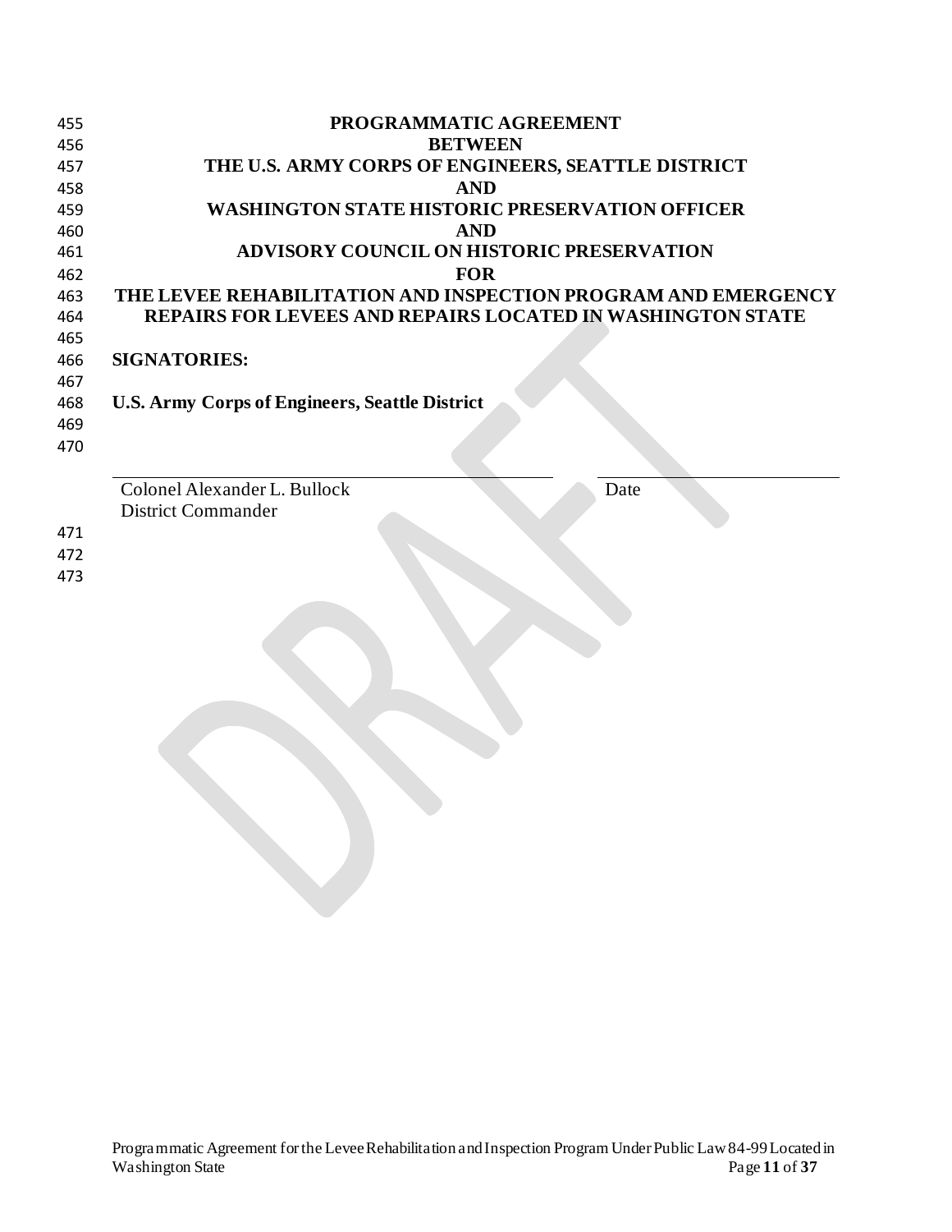**PROGRAMMATIC AGREEMENT**
**BETWEEN**
**THE U.S. ARMY CORPS OF ENGINEERS, SEATTLE DISTRICT**
**AND**
**WASHINGTON STATE HISTORIC PRESERVATION OFFICER**
**AND**
**ADVISORY COUNCIL ON HISTORIC PRESERVATION**
**FOR**
**THE LEVEE REHABILITATION AND INSPECTION PROGRAM AND EMERGENCY REPAIRS FOR LEVEES AND REPAIRS LOCATED IN WASHINGTON STATE**

**SIGNATORIES:**

**U.S. Army Corps of Engineers, Seattle District**

\_\_\_\_\_\_\_\_\_\_\_\_\_\_\_\_\_\_\_\_\_\_\_\_\_\_\_\_\_\_\_\_\_\_\_\_\_\_\_\_ \_\_\_\_\_\_\_\_\_\_\_\_\_\_\_\_\_\_\_\_\_\_\_\_
Colonel Alexander L. Bullock                         Date
District Commander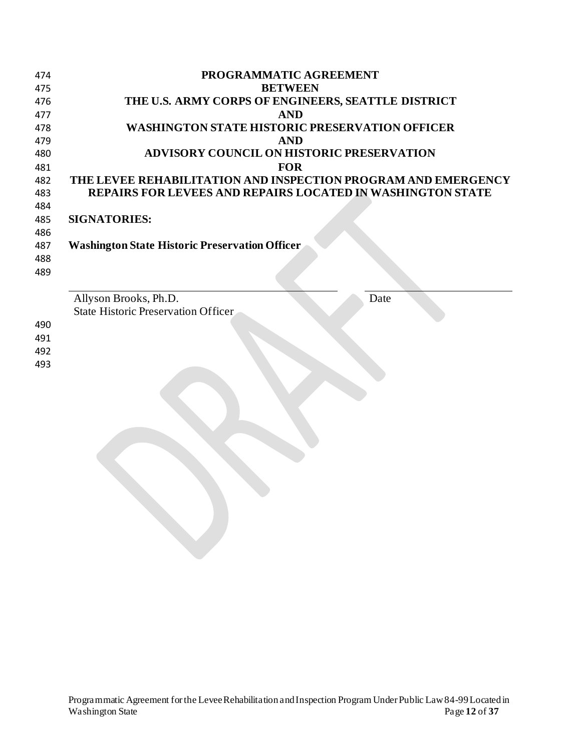**PROGRAMMATIC AGREEMENT**
**BETWEEN**
**THE U.S. ARMY CORPS OF ENGINEERS, SEATTLE DISTRICT**
**AND**
**WASHINGTON STATE HISTORIC PRESERVATION OFFICER**
**AND**
**ADVISORY COUNCIL ON HISTORIC PRESERVATION**
**FOR**
**THE LEVEE REHABILITATION AND INSPECTION PROGRAM AND EMERGENCY REPAIRS FOR LEVEES AND REPAIRS LOCATED IN WASHINGTON STATE**

**SIGNATORIES:**

**Washington State Historic Preservation Officer**

\_\_\_\_\_\_\_\_\_\_\_\_\_\_\_\_\_\_\_\_\_\_\_\_\_\_\_\_\_\_\_\_\_\_\_\_\_\_\_\_ \_\_\_\_\_\_\_\_\_\_\_\_\_\_\_\_\_\_\_\_

Allyson Brooks, Ph.D. Date
State Historic Preservation Officer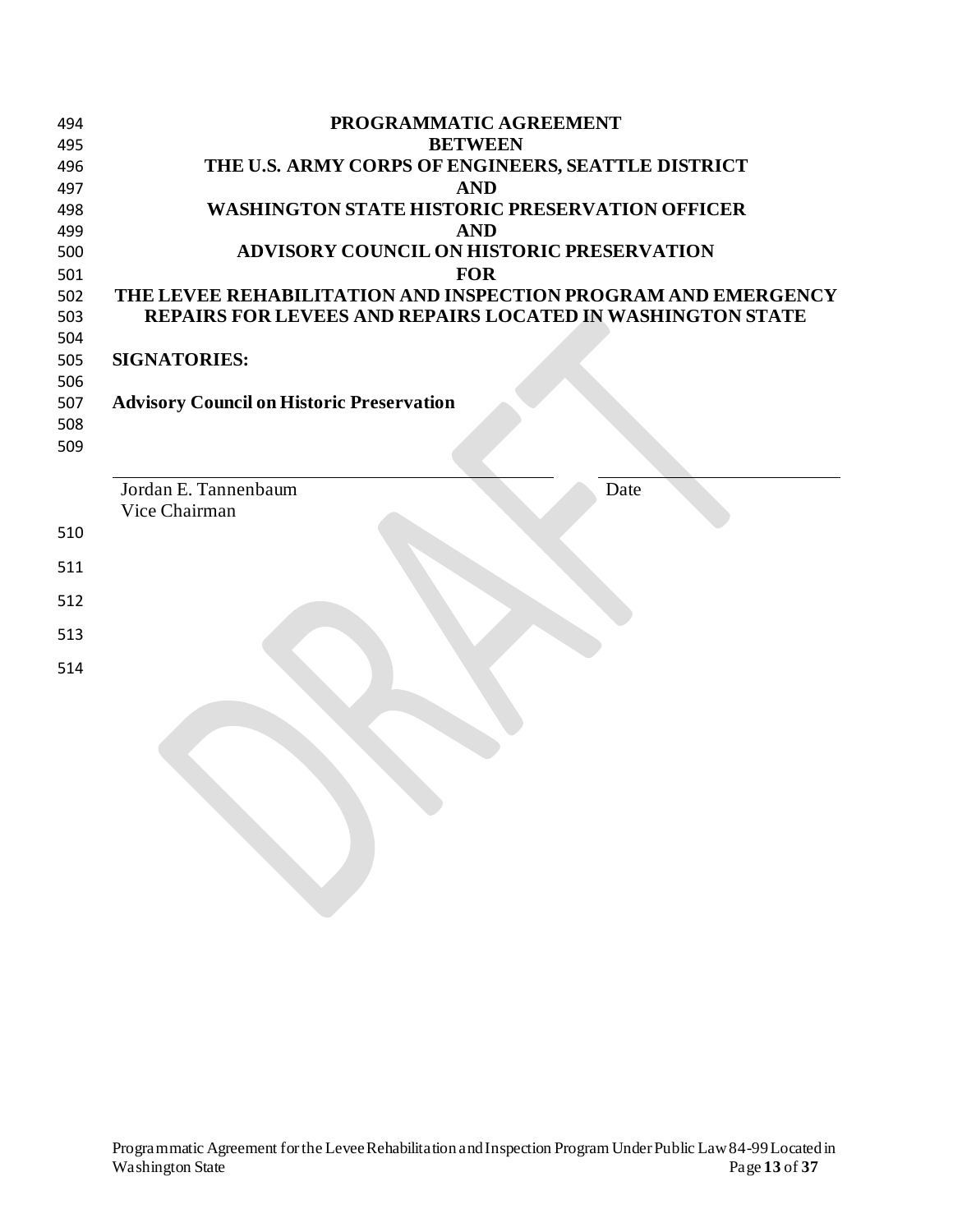**PROGRAMMATIC AGREEMENT**
**BETWEEN**
**THE U.S. ARMY CORPS OF ENGINEERS, SEATTLE DISTRICT**
**AND**
**WASHINGTON STATE HISTORIC PRESERVATION OFFICER**
**AND**
**ADVISORY COUNCIL ON HISTORIC PRESERVATION**
**FOR**
**THE LEVEE REHABILITATION AND INSPECTION PROGRAM AND EMERGENCY REPAIRS FOR LEVEES AND REPAIRS LOCATED IN WASHINGTON STATE**

**SIGNATORIES:**

**Advisory Council on Historic Preservation**

| | |
|---|---|
| Jordan E. Tannenbaum<br>Vice Chairman | Date |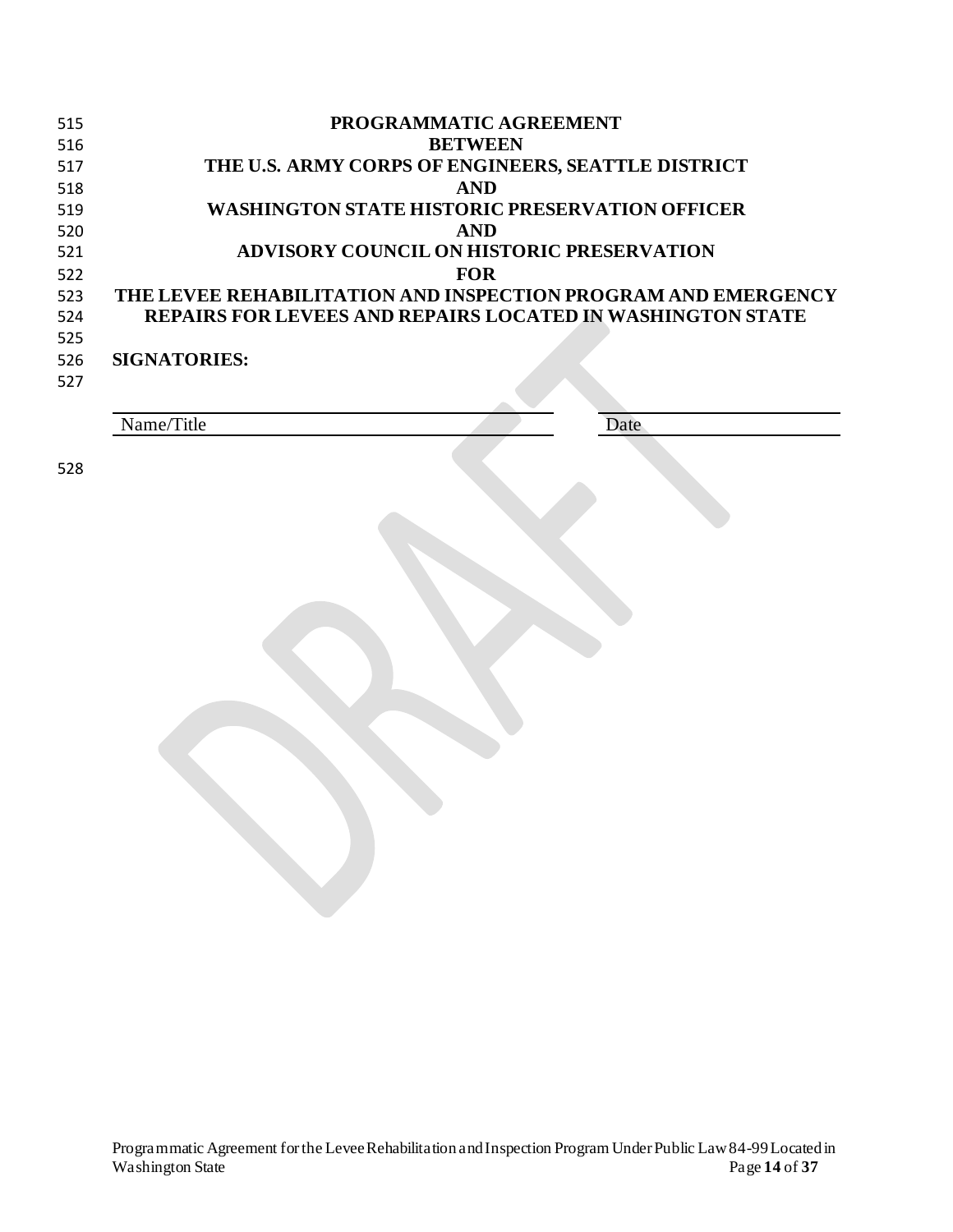**PROGRAMMATIC AGREEMENT**
**BETWEEN**
**THE U.S. ARMY CORPS OF ENGINEERS, SEATTLE DISTRICT**
**AND**
**WASHINGTON STATE HISTORIC PRESERVATION OFFICER**
**AND**
**ADVISORY COUNCIL ON HISTORIC PRESERVATION**
**FOR**
**THE LEVEE REHABILITATION AND INSPECTION PROGRAM AND EMERGENCY REPAIRS FOR LEVEES AND REPAIRS LOCATED IN WASHINGTON STATE**

**SIGNATORIES:**

| Name/Title | Date |
|---|---|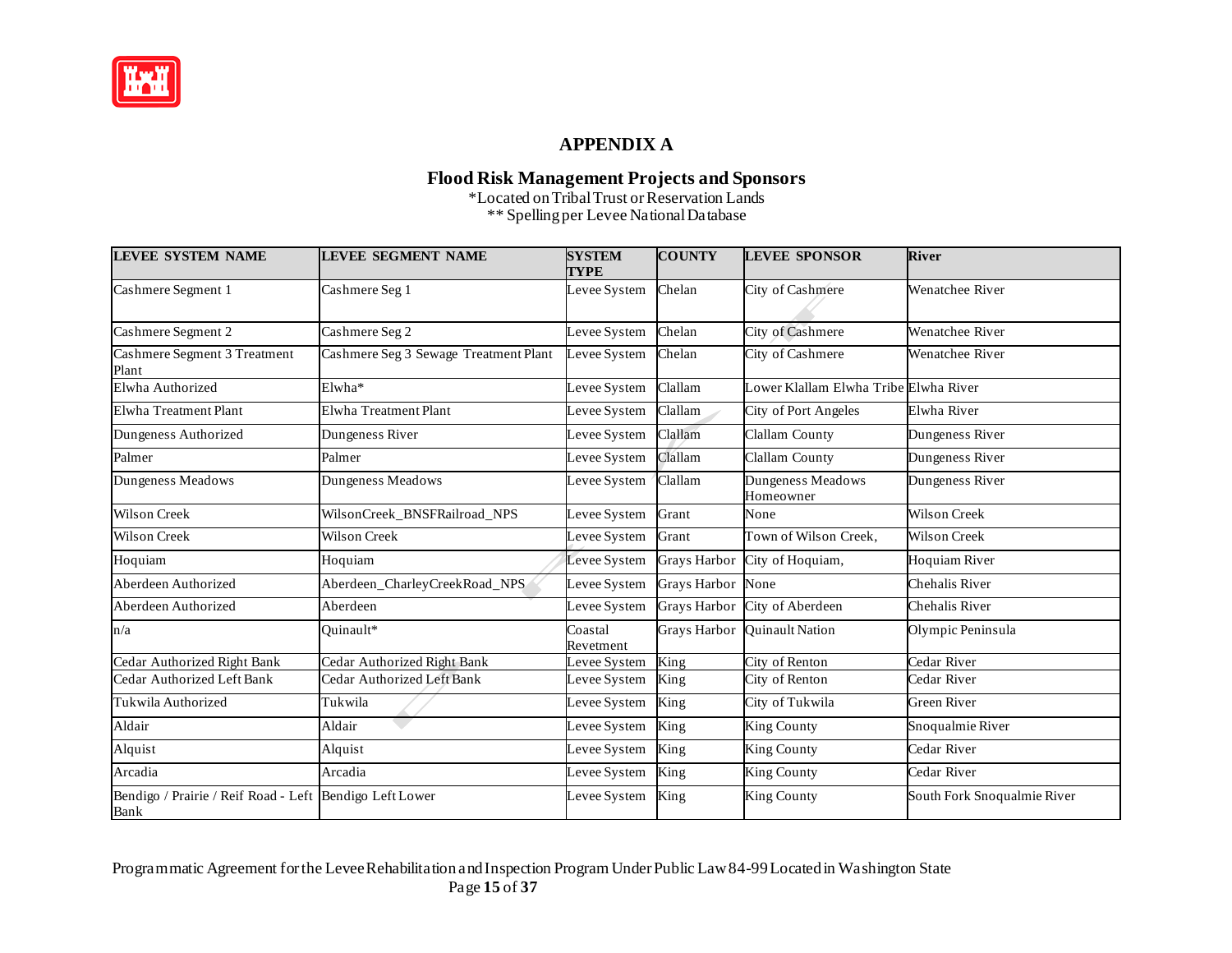# APPENDIX A

## Flood Risk Management Projects and Sponsors

*Located on Tribal Trust or Reservation Lands
** Spelling per Levee National Database

| LEVEE SYSTEM NAME | LEVEE SEGMENT NAME | SYSTEM TYPE | COUNTY | LEVEE SPONSOR | River |
|---|---|---|---|---|---|
| Cashmere Segment 1 | Cashmere Seg 1 | Levee System | Chelan | City of Cashmere | Wenatchee River |
| Cashmere Segment 2 | Cashmere Seg 2 | Levee System | Chelan | City of Cashmere | Wenatchee River |
| Cashmere Segment 3 Treatment Plant | Cashmere Seg 3 Sewage Treatment Plant | Levee System | Chelan | City of Cashmere | Wenatchee River |
| Elwha Authorized | Elwha* | Levee System | Clallam | Lower Klallam Elwha Tribe | Elwha River |
| Elwha Treatment Plant | Elwha Treatment Plant | Levee System | Clallam | City of Port Angeles | Elwha River |
| Dungeness Authorized | Dungeness River | Levee System | Clallam | Clallam County | Dungeness River |
| Palmer | Palmer | Levee System | Clallam | Clallam County | Dungeness River |
| Dungeness Meadows | Dungeness Meadows | Levee System | Clallam | Dungeness Meadows Homeowner | Dungeness River |
| Wilson Creek | WilsonCreek_BNSFRailroad_NPS | Levee System | Grant | None | Wilson Creek |
| Wilson Creek | Wilson Creek | Levee System | Grant | Town of Wilson Creek, | Wilson Creek |
| Hoquiam | Hoquiam | Levee System | Grays Harbor | City of Hoquiam, | Hoquiam River |
| Aberdeen Authorized | Aberdeen_CharleyCreekRoad_NPS | Levee System | Grays Harbor | None | Chehalis River |
| Aberdeen Authorized | Aberdeen | Levee System | Grays Harbor | City of Aberdeen | Chehalis River |
| n/a | Quinault* | Coastal Revetment | Grays Harbor | Quinault Nation | Olympic Peninsula |
| Cedar Authorized Right Bank | Cedar Authorized Right Bank | Levee System | King | City of Renton | Cedar River |
| Cedar Authorized Left Bank | Cedar Authorized Left Bank | Levee System | King | City of Renton | Cedar River |
| Tukwila Authorized | Tukwila | Levee System | King | City of Tukwila | Green River |
| Aldair | Aldair | Levee System | King | King County | Snoqualmie River |
| Alquist | Alquist | Levee System | King | King County | Cedar River |
| Arcadia | Arcadia | Levee System | King | King County | Cedar River |
| Bendigo / Prairie / Reif Road - Left Bank | Bendigo Left Lower | Levee System | King | King County | South Fork Snoqualmie River |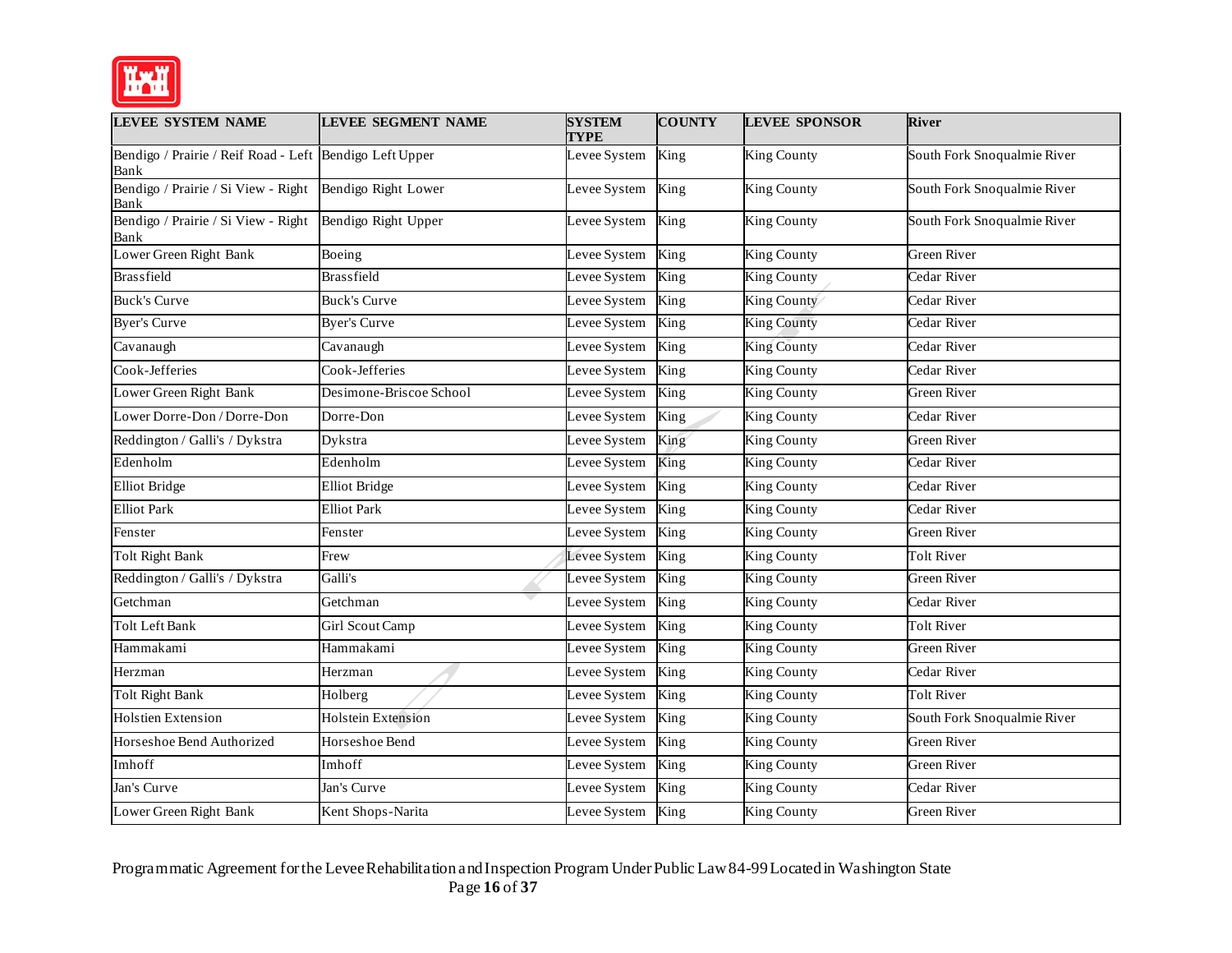| LEVEE SYSTEM NAME | LEVEE SEGMENT NAME | SYSTEM TYPE | COUNTY | LEVEE SPONSOR | River |
|---|---|---|---|---|---|
| Bendigo / Prairie / Reif Road - Left Bank | Bendigo Left Upper | Levee System | King | King County | South Fork Snoqualmie River |
| Bendigo / Prairie / Si View - Right Bank | Bendigo Right Lower | Levee System | King | King County | South Fork Snoqualmie River |
| Bendigo / Prairie / Si View - Right Bank | Bendigo Right Upper | Levee System | King | King County | South Fork Snoqualmie River |
| Lower Green Right Bank | Boeing | Levee System | King | King County | Green River |
| Brassfield | Brassfield | Levee System | King | King County | Cedar River |
| Buck's Curve | Buck's Curve | Levee System | King | King County | Cedar River |
| Byer's Curve | Byer's Curve | Levee System | King | King County | Cedar River |
| Cavanaugh | Cavanaugh | Levee System | King | King County | Cedar River |
| Cook-Jefferies | Cook-Jefferies | Levee System | King | King County | Cedar River |
| Lower Green Right Bank | Desimone-Briscoe School | Levee System | King | King County | Green River |
| Lower Dorre-Don / Dorre-Don | Dorre-Don | Levee System | King | King County | Cedar River |
| Reddington / Galli's / Dykstra | Dykstra | Levee System | King | King County | Green River |
| Edenholm | Edenholm | Levee System | King | King County | Cedar River |
| Elliot Bridge | Elliot Bridge | Levee System | King | King County | Cedar River |
| Elliot Park | Elliot Park | Levee System | King | King County | Cedar River |
| Fenster | Fenster | Levee System | King | King County | Green River |
| Tolt Right Bank | Frew | Levee System | King | King County | Tolt River |
| Reddington / Galli's / Dykstra | Galli's | Levee System | King | King County | Green River |
| Getchman | Getchman | Levee System | King | King County | Cedar River |
| Tolt Left Bank | Girl Scout Camp | Levee System | King | King County | Tolt River |
| Hammakami | Hammakami | Levee System | King | King County | Green River |
| Herzman | Herzman | Levee System | King | King County | Cedar River |
| Tolt Right Bank | Holberg | Levee System | King | King County | Tolt River |
| Holstien Extension | Holstein Extension | Levee System | King | King County | South Fork Snoqualmie River |
| Horseshoe Bend Authorized | Horseshoe Bend | Levee System | King | King County | Green River |
| Imhoff | Imhoff | Levee System | King | King County | Green River |
| Jan's Curve | Jan's Curve | Levee System | King | King County | Cedar River |
| Lower Green Right Bank | Kent Shops-Narita | Levee System | King | King County | Green River |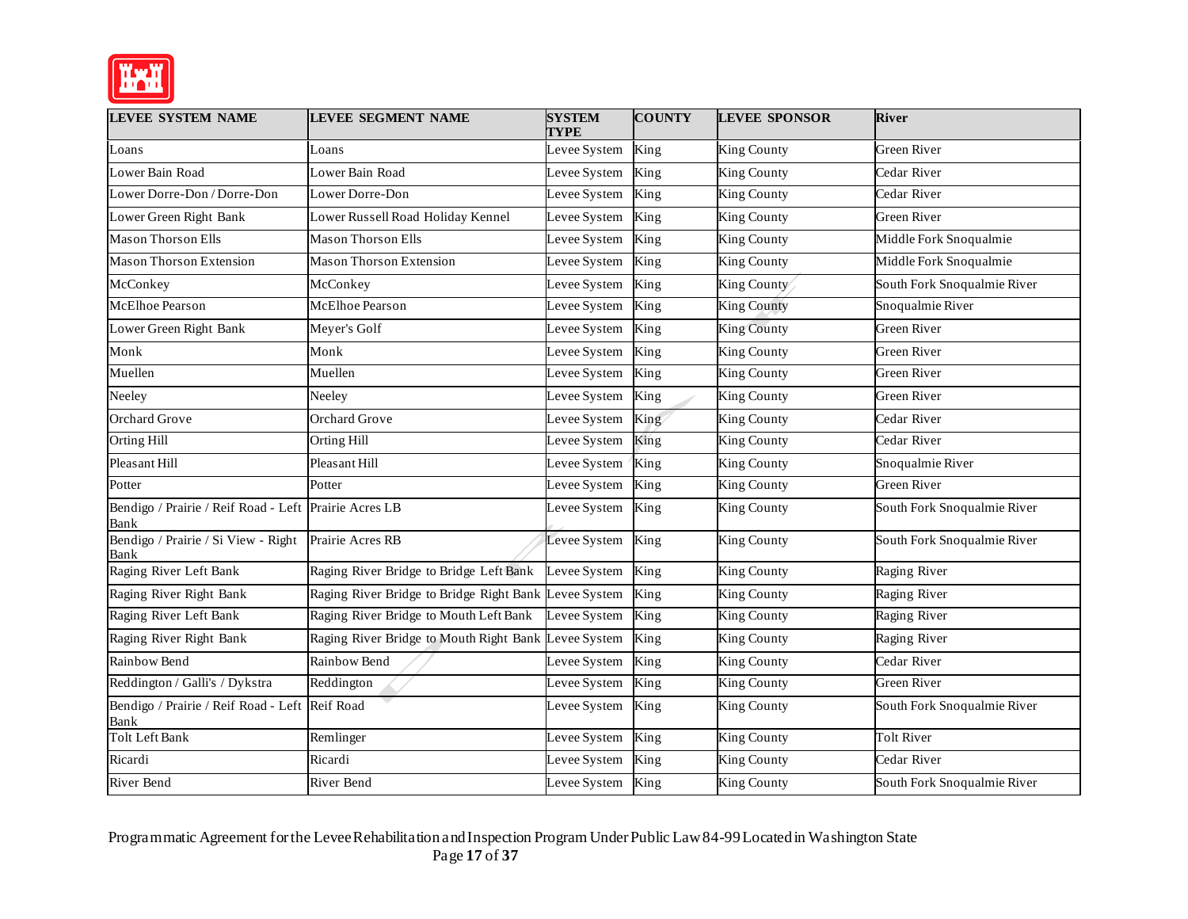| LEVEE SYSTEM NAME | LEVEE SEGMENT NAME | SYSTEM TYPE | COUNTY | LEVEE SPONSOR | River |
|---|---|---|---|---|---|
| Loans | Loans | Levee System | King | King County | Green River |
| Lower Bain Road | Lower Bain Road | Levee System | King | King County | Cedar River |
| Lower Dorre-Don / Dorre-Don | Lower Dorre-Don | Levee System | King | King County | Cedar River |
| Lower Green Right Bank | Lower Russell Road Holiday Kennel | Levee System | King | King County | Green River |
| Mason Thorson Ells | Mason Thorson Ells | Levee System | King | King County | Middle Fork Snoqualmie |
| Mason Thorson Extension | Mason Thorson Extension | Levee System | King | King County | Middle Fork Snoqualmie |
| McConkey | McConkey | Levee System | King | King County | South Fork Snoqualmie River |
| McElhoe Pearson | McElhoe Pearson | Levee System | King | King County | Snoqualmie River |
| Lower Green Right Bank | Meyer's Golf | Levee System | King | King County | Green River |
| Monk | Monk | Levee System | King | King County | Green River |
| Muellen | Muellen | Levee System | King | King County | Green River |
| Neeley | Neeley | Levee System | King | King County | Green River |
| Orchard Grove | Orchard Grove | Levee System | King | King County | Cedar River |
| Orting Hill | Orting Hill | Levee System | King | King County | Cedar River |
| Pleasant Hill | Pleasant Hill | Levee System | King | King County | Snoqualmie River |
| Potter | Potter | Levee System | King | King County | Green River |
| Bendigo / Prairie / Reif Road - Left Bank | Prairie Acres LB | Levee System | King | King County | South Fork Snoqualmie River |
| Bendigo / Prairie / Si View - Right Bank | Prairie Acres RB | Levee System | King | King County | South Fork Snoqualmie River |
| Raging River Left Bank | Raging River Bridge to Bridge Left Bank | Levee System | King | King County | Raging River |
| Raging River Right Bank | Raging River Bridge to Bridge Right Bank | Levee System | King | King County | Raging River |
| Raging River Left Bank | Raging River Bridge to Mouth Left Bank | Levee System | King | King County | Raging River |
| Raging River Right Bank | Raging River Bridge to Mouth Right Bank | Levee System | King | King County | Raging River |
| Rainbow Bend | Rainbow Bend | Levee System | King | King County | Cedar River |
| Reddington / Galli's / Dykstra | Reddington | Levee System | King | King County | Green River |
| Bendigo / Prairie / Reif Road - Left Bank | Reif Road | Levee System | King | King County | South Fork Snoqualmie River |
| Tolt Left Bank | Remlinger | Levee System | King | King County | Tolt River |
| Ricardi | Ricardi | Levee System | King | King County | Cedar River |
| River Bend | River Bend | Levee System | King | King County | South Fork Snoqualmie River |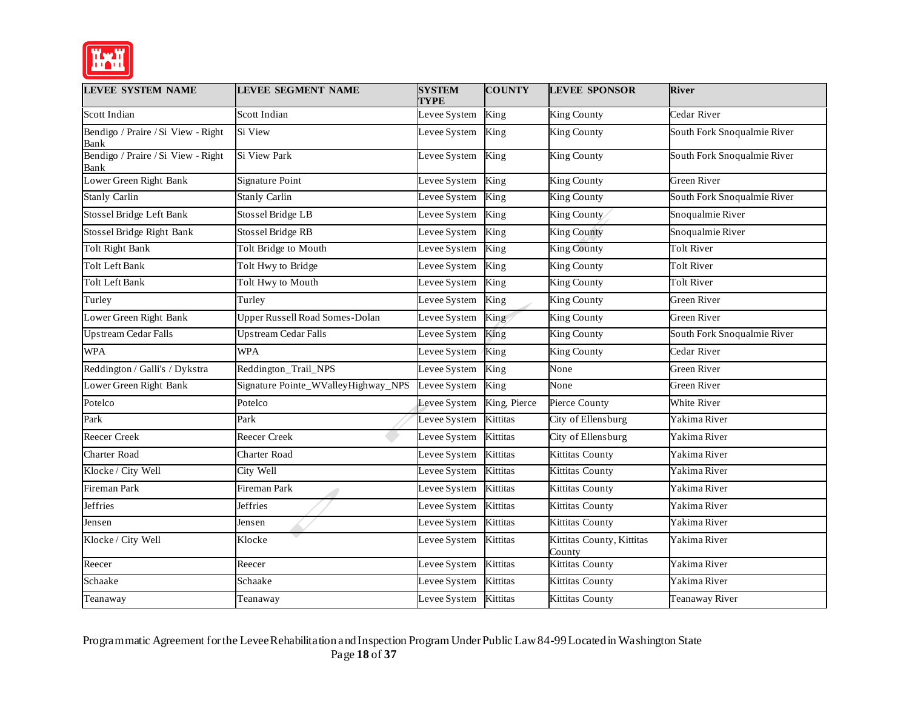| LEVEE SYSTEM NAME | LEVEE SEGMENT NAME | SYSTEM TYPE | COUNTY | LEVEE SPONSOR | River |
|---|---|---|---|---|---|
| Scott Indian | Scott Indian | Levee System | King | King County | Cedar River |
| Bendigo / Praire / Si View - Right Bank | Si View | Levee System | King | King County | South Fork Snoqualmie River |
| Bendigo / Praire / Si View - Right Bank | Si View Park | Levee System | King | King County | South Fork Snoqualmie River |
| Lower Green Right Bank | Signature Point | Levee System | King | King County | Green River |
| Stanly Carlin | Stanly Carlin | Levee System | King | King County | South Fork Snoqualmie River |
| Stossel Bridge Left Bank | Stossel Bridge LB | Levee System | King | King County | Snoqualmie River |
| Stossel Bridge Right Bank | Stossel Bridge RB | Levee System | King | King County | Snoqualmie River |
| Tolt Right Bank | Tolt Bridge to Mouth | Levee System | King | King County | Tolt River |
| Tolt Left Bank | Tolt Hwy to Bridge | Levee System | King | King County | Tolt River |
| Tolt Left Bank | Tolt Hwy to Mouth | Levee System | King | King County | Tolt River |
| Turley | Turley | Levee System | King | King County | Green River |
| Lower Green Right Bank | Upper Russell Road Somes-Dolan | Levee System | King | King County | Green River |
| Upstream Cedar Falls | Upstream Cedar Falls | Levee System | King | King County | South Fork Snoqualmie River |
| WPA | WPA | Levee System | King | King County | Cedar River |
| Reddington / Galli's / Dykstra | Reddington_Trail_NPS | Levee System | King | None | Green River |
| Lower Green Right Bank | Signature Pointe_WValleyHighway_NPS | Levee System | King | None | Green River |
| Potelco | Potelco | Levee System | King, Pierce | Pierce County | White River |
| Park | Park | Levee System | Kittitas | City of Ellensburg | Yakima River |
| Reecer Creek | Reecer Creek | Levee System | Kittitas | City of Ellensburg | Yakima River |
| Charter Road | Charter Road | Levee System | Kittitas | Kittitas County | Yakima River |
| Klocke / City Well | City Well | Levee System | Kittitas | Kittitas County | Yakima River |
| Fireman Park | Fireman Park | Levee System | Kittitas | Kittitas County | Yakima River |
| Jeffries | Jeffries | Levee System | Kittitas | Kittitas County | Yakima River |
| Jensen | Jensen | Levee System | Kittitas | Kittitas County | Yakima River |
| Klocke / City Well | Klocke | Levee System | Kittitas | Kittitas County, Kittitas County | Yakima River |
| Reecer | Reecer | Levee System | Kittitas | Kittitas County | Yakima River |
| Schaake | Schaake | Levee System | Kittitas | Kittitas County | Yakima River |
| Teanaway | Teanaway | Levee System | Kittitas | Kittitas County | Teanaway River |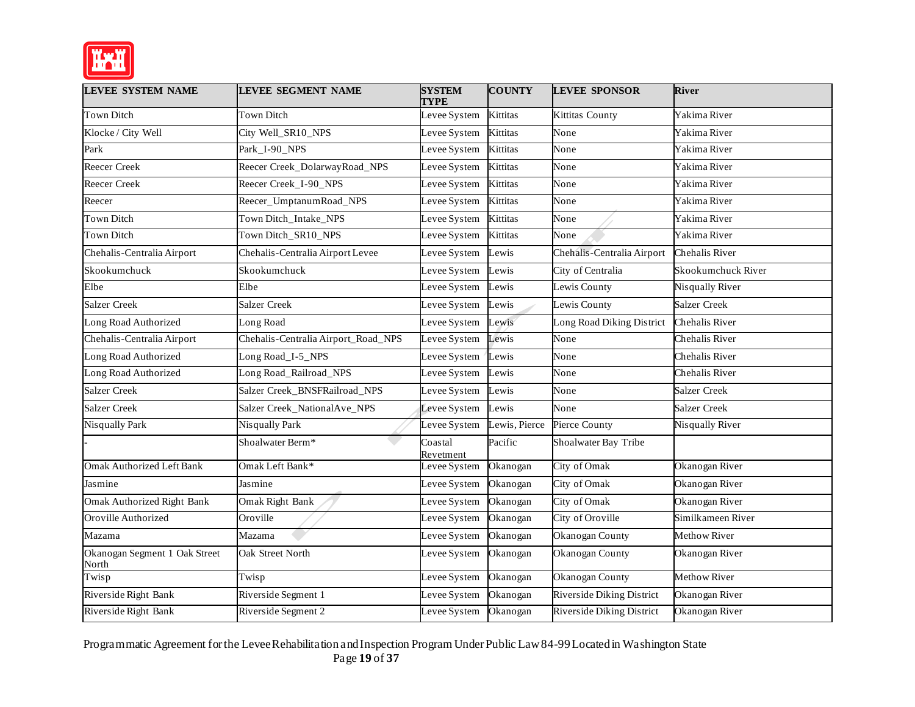| LEVEE SYSTEM NAME | LEVEE SEGMENT NAME | SYSTEM TYPE | COUNTY | LEVEE SPONSOR | River |
|---|---|---|---|---|---|
| Town Ditch | Town Ditch | Levee System | Kittitas | Kittitas County | Yakima River |
| Klocke / City Well | City Well_SR10_NPS | Levee System | Kittitas | None | Yakima River |
| Park | Park_I-90_NPS | Levee System | Kittitas | None | Yakima River |
| Reecer Creek | Reecer Creek_DolarwayRoad_NPS | Levee System | Kittitas | None | Yakima River |
| Reecer Creek | Reecer Creek_I-90_NPS | Levee System | Kittitas | None | Yakima River |
| Reecer | Reecer_UmptanumRoad_NPS | Levee System | Kittitas | None | Yakima River |
| Town Ditch | Town Ditch_Intake_NPS | Levee System | Kittitas | None | Yakima River |
| Town Ditch | Town Ditch_SR10_NPS | Levee System | Kittitas | None | Yakima River |
| Chehalis-Centralia Airport | Chehalis-Centralia Airport Levee | Levee System | Lewis | Chehalis-Centralia Airport | Chehalis River |
| Skookumchuck | Skookumchuck | Levee System | Lewis | City of Centralia | Skookumchuck River |
| Elbe | Elbe | Levee System | Lewis | Lewis County | Nisqually River |
| Salzer Creek | Salzer Creek | Levee System | Lewis | Lewis County | Salzer Creek |
| Long Road Authorized | Long Road | Levee System | Lewis | Long Road Diking District | Chehalis River |
| Chehalis-Centralia Airport | Chehalis-Centralia Airport_Road_NPS | Levee System | Lewis | None | Chehalis River |
| Long Road Authorized | Long Road_I-5_NPS | Levee System | Lewis | None | Chehalis River |
| Long Road Authorized | Long Road_Railroad_NPS | Levee System | Lewis | None | Chehalis River |
| Salzer Creek | Salzer Creek_BNSFRailroad_NPS | Levee System | Lewis | None | Salzer Creek |
| Salzer Creek | Salzer Creek_NationalAve_NPS | Levee System | Lewis | None | Salzer Creek |
| Nisqually Park | Nisqually Park | Levee System | Lewis, Pierce | Pierce County | Nisqually River |
| - | Shoalwater Berm* | Coastal Revetment | Pacific | Shoalwater Bay Tribe | |
| Omak Authorized Left Bank | Omak Left Bank* | Levee System | Okanogan | City of Omak | Okanogan River |
| Jasmine | Jasmine | Levee System | Okanogan | City of Omak | Okanogan River |
| Omak Authorized Right Bank | Omak Right Bank | Levee System | Okanogan | City of Omak | Okanogan River |
| Oroville Authorized | Oroville | Levee System | Okanogan | City of Oroville | Similkameen River |
| Mazama | Mazama | Levee System | Okanogan | Okanogan County | Methow River |
| Okanogan Segment 1 Oak Street North | Oak Street North | Levee System | Okanogan | Okanogan County | Okanogan River |
| Twisp | Twisp | Levee System | Okanogan | Okanogan County | Methow River |
| Riverside Right Bank | Riverside Segment 1 | Levee System | Okanogan | Riverside Diking District | Okanogan River |
| Riverside Right Bank | Riverside Segment 2 | Levee System | Okanogan | Riverside Diking District | Okanogan River |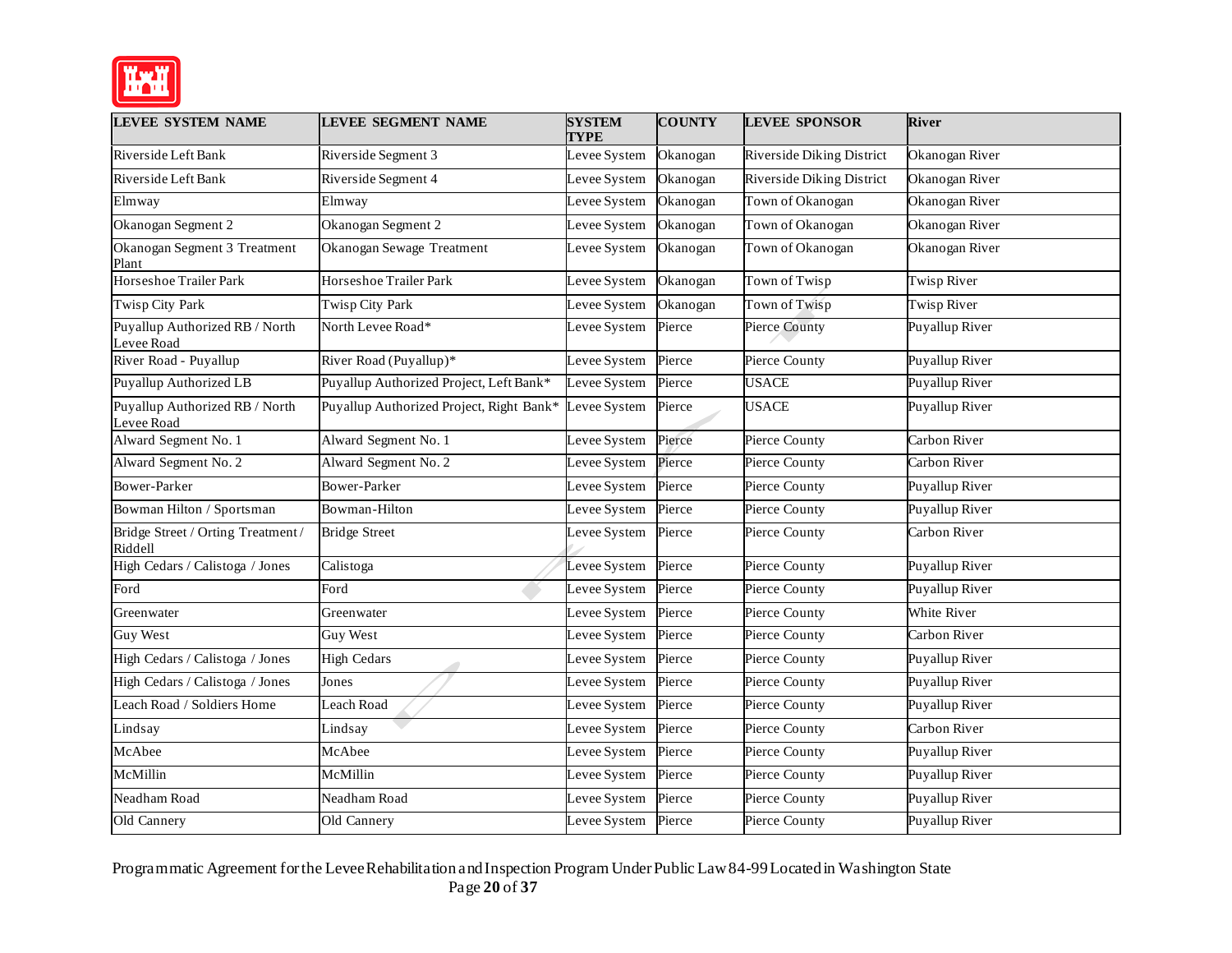| LEVEE SYSTEM NAME | LEVEE SEGMENT NAME | SYSTEM TYPE | COUNTY | LEVEE SPONSOR | River |
|---|---|---|---|---|---|
| Riverside Left Bank | Riverside Segment 3 | Levee System | Okanogan | Riverside Diking District | Okanogan River |
| Riverside Left Bank | Riverside Segment 4 | Levee System | Okanogan | Riverside Diking District | Okanogan River |
| Elmway | Elmway | Levee System | Okanogan | Town of Okanogan | Okanogan River |
| Okanogan Segment 2 | Okanogan Segment 2 | Levee System | Okanogan | Town of Okanogan | Okanogan River |
| Okanogan Segment 3 Treatment Plant | Okanogan Sewage Treatment | Levee System | Okanogan | Town of Okanogan | Okanogan River |
| Horseshoe Trailer Park | Horseshoe Trailer Park | Levee System | Okanogan | Town of Twisp | Twisp River |
| Twisp City Park | Twisp City Park | Levee System | Okanogan | Town of Twisp | Twisp River |
| Puyallup Authorized RB / North Levee Road | North Levee Road* | Levee System | Pierce | Pierce County | Puyallup River |
| River Road - Puyallup | River Road (Puyallup)* | Levee System | Pierce | Pierce County | Puyallup River |
| Puyallup Authorized LB | Puyallup Authorized Project, Left Bank* | Levee System | Pierce | USACE | Puyallup River |
| Puyallup Authorized RB / North Levee Road | Puyallup Authorized Project, Right Bank* | Levee System | Pierce | USACE | Puyallup River |
| Alward Segment No. 1 | Alward Segment No. 1 | Levee System | Pierce | Pierce County | Carbon River |
| Alward Segment No. 2 | Alward Segment No. 2 | Levee System | Pierce | Pierce County | Carbon River |
| Bower-Parker | Bower-Parker | Levee System | Pierce | Pierce County | Puyallup River |
| Bowman Hilton / Sportsman | Bowman-Hilton | Levee System | Pierce | Pierce County | Puyallup River |
| Bridge Street / Orting Treatment / Riddell | Bridge Street | Levee System | Pierce | Pierce County | Carbon River |
| High Cedars / Calistoga / Jones | Calistoga | Levee System | Pierce | Pierce County | Puyallup River |
| Ford | Ford | Levee System | Pierce | Pierce County | Puyallup River |
| Greenwater | Greenwater | Levee System | Pierce | Pierce County | White River |
| Guy West | Guy West | Levee System | Pierce | Pierce County | Carbon River |
| High Cedars / Calistoga / Jones | High Cedars | Levee System | Pierce | Pierce County | Puyallup River |
| High Cedars / Calistoga / Jones | Jones | Levee System | Pierce | Pierce County | Puyallup River |
| Leach Road / Soldiers Home | Leach Road | Levee System | Pierce | Pierce County | Puyallup River |
| Lindsay | Lindsay | Levee System | Pierce | Pierce County | Carbon River |
| McAbee | McAbee | Levee System | Pierce | Pierce County | Puyallup River |
| McMillin | McMillin | Levee System | Pierce | Pierce County | Puyallup River |
| Neadham Road | Neadham Road | Levee System | Pierce | Pierce County | Puyallup River |
| Old Cannery | Old Cannery | Levee System | Pierce | Pierce County | Puyallup River |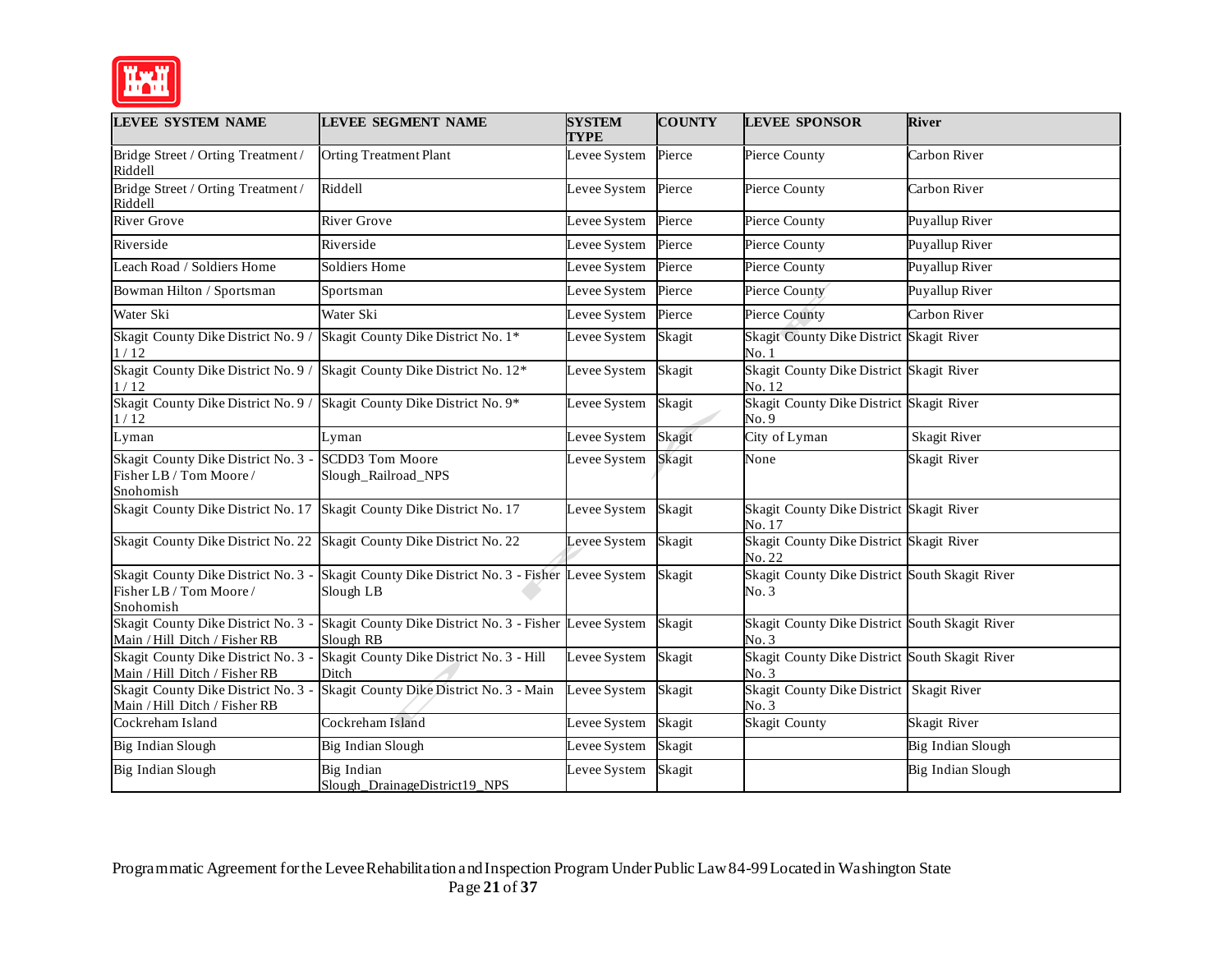| LEVEE SYSTEM NAME | LEVEE SEGMENT NAME | SYSTEM TYPE | COUNTY | LEVEE SPONSOR | River |
|---|---|---|---|---|---|
| Bridge Street / Orting Treatment / Riddell | Orting Treatment Plant | Levee System | Pierce | Pierce County | Carbon River |
| Bridge Street / Orting Treatment / Riddell | Riddell | Levee System | Pierce | Pierce County | Carbon River |
| River Grove | River Grove | Levee System | Pierce | Pierce County | Puyallup River |
| Riverside | Riverside | Levee System | Pierce | Pierce County | Puyallup River |
| Leach Road / Soldiers Home | Soldiers Home | Levee System | Pierce | Pierce County | Puyallup River |
| Bowman Hilton / Sportsman | Sportsman | Levee System | Pierce | Pierce County | Puyallup River |
| Water Ski | Water Ski | Levee System | Pierce | Pierce County | Carbon River |
| Skagit County Dike District No. 9 / 1 / 12 | Skagit County Dike District No. 1* | Levee System | Skagit | Skagit County Dike District No. 1 | Skagit River |
| Skagit County Dike District No. 9 / 1 / 12 | Skagit County Dike District No. 12* | Levee System | Skagit | Skagit County Dike District No. 12 | Skagit River |
| Skagit County Dike District No. 9 / 1 / 12 | Skagit County Dike District No. 9* | Levee System | Skagit | Skagit County Dike District No. 9 | Skagit River |
| Lyman | Lyman | Levee System | Skagit | City of Lyman | Skagit River |
| Skagit County Dike District No. 3 - Fisher LB / Tom Moore / Snohomish | SCDD3 Tom Moore Slough_Railroad_NPS | Levee System | Skagit | None | Skagit River |
| Skagit County Dike District No. 17 | Skagit County Dike District No. 17 | Levee System | Skagit | Skagit County Dike District No. 17 | Skagit River |
| Skagit County Dike District No. 22 | Skagit County Dike District No. 22 | Levee System | Skagit | Skagit County Dike District No. 22 | Skagit River |
| Skagit County Dike District No. 3 - Fisher LB / Tom Moore / Snohomish | Skagit County Dike District No. 3 - Fisher Slough LB | Levee System | Skagit | Skagit County Dike District No. 3 | South Skagit River |
| Skagit County Dike District No. 3 - Main / Hill Ditch / Fisher RB | Skagit County Dike District No. 3 - Fisher Slough RB | Levee System | Skagit | Skagit County Dike District No. 3 | South Skagit River |
| Skagit County Dike District No. 3 - Main / Hill Ditch / Fisher RB | Skagit County Dike District No. 3 - Hill Ditch | Levee System | Skagit | Skagit County Dike District No. 3 | South Skagit River |
| Skagit County Dike District No. 3 - Main / Hill Ditch / Fisher RB | Skagit County Dike District No. 3 - Main | Levee System | Skagit | Skagit County Dike District No. 3 | Skagit River |
| Cockreham Island | Cockreham Island | Levee System | Skagit | Skagit County | Skagit River |
| Big Indian Slough | Big Indian Slough | Levee System | Skagit | | Big Indian Slough |
| Big Indian Slough | Big Indian Slough_DrainageDistrict19_NPS | Levee System | Skagit | | Big Indian Slough |

Programmatic Agreement for the Levee Rehabilitation and Inspection Program Under Public Law 84-99 Located in Washington State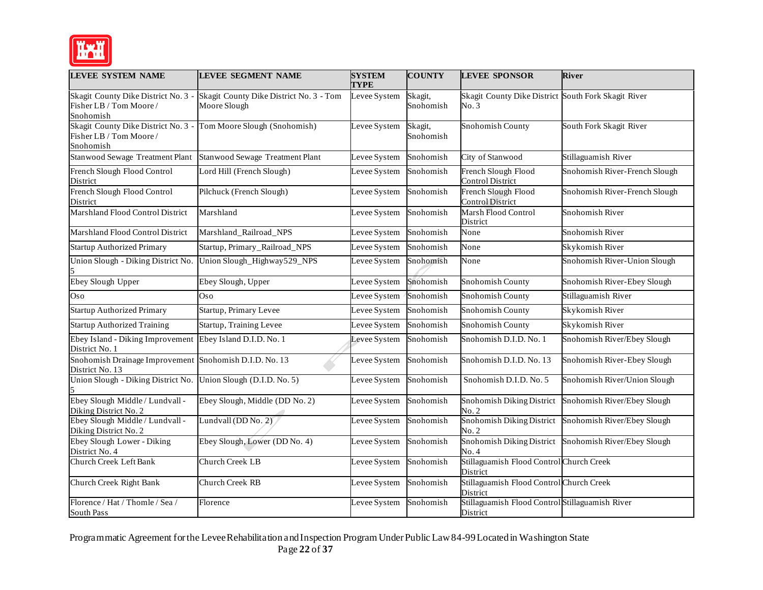| LEVEE SYSTEM NAME | LEVEE SEGMENT NAME | SYSTEM TYPE | COUNTY | LEVEE SPONSOR | River |
|---|---|---|---|---|---|
| Skagit County Dike District No. 3 - Fisher LB / Tom Moore / Snohomish | Skagit County Dike District No. 3 - Tom Moore Slough | Levee System | Skagit, Snohomish | Skagit County Dike District No. 3 | South Fork Skagit River |
| Skagit County Dike District No. 3 - Fisher LB / Tom Moore / Snohomish | Tom Moore Slough (Snohomish) | Levee System | Skagit, Snohomish | Snohomish County | South Fork Skagit River |
| Stanwood Sewage Treatment Plant | Stanwood Sewage Treatment Plant | Levee System | Snohomish | City of Stanwood | Stillaguamish River |
| French Slough Flood Control District | Lord Hill (French Slough) | Levee System | Snohomish | French Slough Flood Control District | Snohomish River-French Slough |
| French Slough Flood Control District | Pilchuck (French Slough) | Levee System | Snohomish | French Slough Flood Control District | Snohomish River-French Slough |
| Marshland Flood Control District | Marshland | Levee System | Snohomish | Marsh Flood Control District | Snohomish River |
| Marshland Flood Control District | Marshland_Railroad_NPS | Levee System | Snohomish | None | Snohomish River |
| Startup Authorized Primary | Startup, Primary_Railroad_NPS | Levee System | Snohomish | None | Skykomish River |
| Union Slough - Diking District No. 5 | Union Slough_Highway529_NPS | Levee System | Snohomish | None | Snohomish River-Union Slough |
| Ebey Slough Upper | Ebey Slough, Upper | Levee System | Snohomish | Snohomish County | Snohomish River-Ebey Slough |
| Oso | Oso | Levee System | Snohomish | Snohomish County | Stillaguamish River |
| Startup Authorized Primary | Startup, Primary Levee | Levee System | Snohomish | Snohomish County | Skykomish River |
| Startup Authorized Training | Startup, Training Levee | Levee System | Snohomish | Snohomish County | Skykomish River |
| Ebey Island - Diking Improvement District No. 1 | Ebey Island D.I.D. No. 1 | Levee System | Snohomish | Snohomish D.I.D. No. 1 | Snohomish River/Ebey Slough |
| Snohomish Drainage Improvement District No. 13 | Snohomish D.I.D. No. 13 | Levee System | Snohomish | Snohomish D.I.D. No. 13 | Snohomish River-Ebey Slough |
| Union Slough - Diking District No. 5 | Union Slough (D.I.D. No. 5) | Levee System | Snohomish | Snohomish D.I.D. No. 5 | Snohomish River/Union Slough |
| Ebey Slough Middle / Lundvall - Diking District No. 2 | Ebey Slough, Middle (DD No. 2) | Levee System | Snohomish | Snohomish Diking District No. 2 | Snohomish River/Ebey Slough |
| Ebey Slough Middle / Lundvall - Diking District No. 2 | Lundvall (DD No. 2) | Levee System | Snohomish | Snohomish Diking District No. 2 | Snohomish River/Ebey Slough |
| Ebey Slough Lower - Diking District No. 4 | Ebey Slough, Lower (DD No. 4) | Levee System | Snohomish | Snohomish Diking District No. 4 | Snohomish River/Ebey Slough |
| Church Creek Left Bank | Church Creek LB | Levee System | Snohomish | Stillaguamish Flood Control District | Church Creek |
| Church Creek Right Bank | Church Creek RB | Levee System | Snohomish | Stillaguamish Flood Control District | Church Creek |
| Florence / Hat / Thomle / Sea / South Pass | Florence | Levee System | Snohomish | Stillaguamish Flood Control District | Stillaguamish River |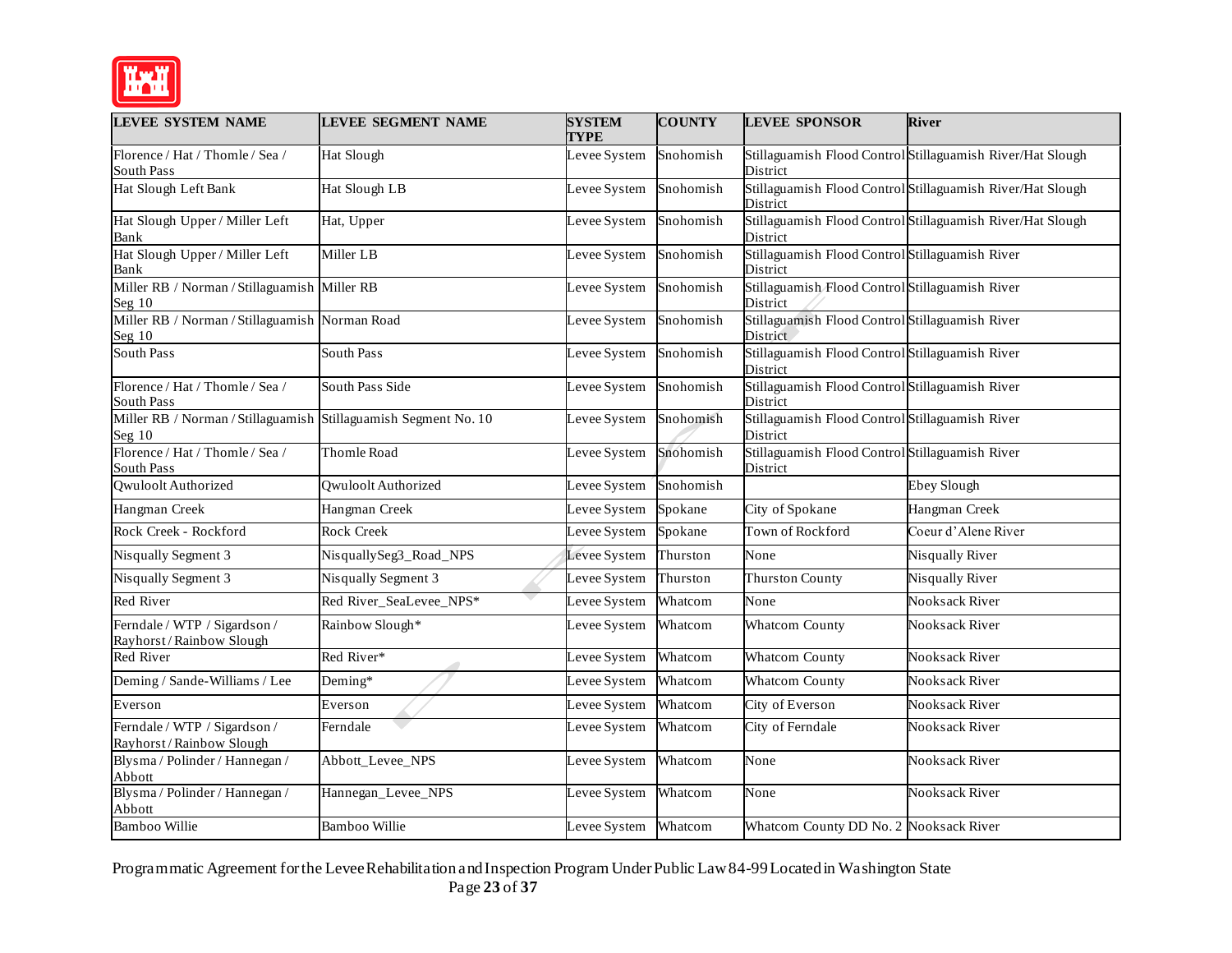| LEVEE SYSTEM NAME | LEVEE SEGMENT NAME | SYSTEM TYPE | COUNTY | LEVEE SPONSOR | River |
|---|---|---|---|---|---|
| Florence / Hat / Thomle / Sea / South Pass | Hat Slough | Levee System | Snohomish | Stillaguamish Flood Control District | Stillaguamish River/Hat Slough |
| Hat Slough Left Bank | Hat Slough LB | Levee System | Snohomish | Stillaguamish Flood Control District | Stillaguamish River/Hat Slough |
| Hat Slough Upper / Miller Left Bank | Hat, Upper | Levee System | Snohomish | Stillaguamish Flood Control District | Stillaguamish River/Hat Slough |
| Hat Slough Upper / Miller Left Bank | Miller LB | Levee System | Snohomish | Stillaguamish Flood Control District | Stillaguamish River |
| Miller RB / Norman / Stillaguamish Seg 10 | Miller RB | Levee System | Snohomish | Stillaguamish Flood Control District | Stillaguamish River |
| Miller RB / Norman / Stillaguamish Seg 10 | Norman Road | Levee System | Snohomish | Stillaguamish Flood Control District | Stillaguamish River |
| South Pass | South Pass | Levee System | Snohomish | Stillaguamish Flood Control District | Stillaguamish River |
| Florence / Hat / Thomle / Sea / South Pass | South Pass Side | Levee System | Snohomish | Stillaguamish Flood Control District | Stillaguamish River |
| Miller RB / Norman / Stillaguamish Seg 10 | Stillaguamish Segment No. 10 | Levee System | Snohomish | Stillaguamish Flood Control District | Stillaguamish River |
| Florence / Hat / Thomle / Sea / South Pass | Thomle Road | Levee System | Snohomish | Stillaguamish Flood Control District | Stillaguamish River |
| Qwuloolt Authorized | Qwuloolt Authorized | Levee System | Snohomish | | Ebey Slough |
| Hangman Creek | Hangman Creek | Levee System | Spokane | City of Spokane | Hangman Creek |
| Rock Creek - Rockford | Rock Creek | Levee System | Spokane | Town of Rockford | Coeur d'Alene River |
| Nisqually Segment 3 | NisquallySeg3_Road_NPS | Levee System | Thurston | None | Nisqually River |
| Nisqually Segment 3 | Nisqually Segment 3 | Levee System | Thurston | Thurston County | Nisqually River |
| Red River | Red River_SeaLevee_NPS* | Levee System | Whatcom | None | Nooksack River |
| Ferndale / WTP / Sigardson / Rayhorst / Rainbow Slough | Rainbow Slough* | Levee System | Whatcom | Whatcom County | Nooksack River |
| Red River | Red River* | Levee System | Whatcom | Whatcom County | Nooksack River |
| Deming / Sande-Williams / Lee | Deming* | Levee System | Whatcom | Whatcom County | Nooksack River |
| Everson | Everson | Levee System | Whatcom | City of Everson | Nooksack River |
| Ferndale / WTP / Sigardson / Rayhorst / Rainbow Slough | Ferndale | Levee System | Whatcom | City of Ferndale | Nooksack River |
| Blysma / Polinder / Hannegan / Abbott | Abbott_Levee_NPS | Levee System | Whatcom | None | Nooksack River |
| Blysma / Polinder / Hannegan / Abbott | Hannegan_Levee_NPS | Levee System | Whatcom | None | Nooksack River |
| Bamboo Willie | Bamboo Willie | Levee System | Whatcom | Whatcom County DD No. 2 | Nooksack River |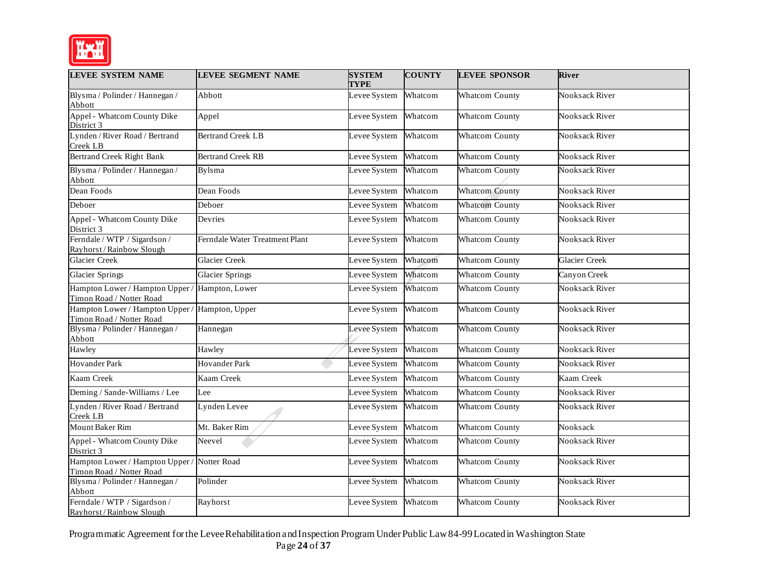| LEVEE SYSTEM NAME | LEVEE SEGMENT NAME | SYSTEM TYPE | COUNTY | LEVEE SPONSOR | River |
|---|---|---|---|---|---|
| Blysma / Polinder / Hannegan / Abbott | Abbott | Levee System | Whatcom | Whatcom County | Nooksack River |
| Appel - Whatcom County Dike District 3 | Appel | Levee System | Whatcom | Whatcom County | Nooksack River |
| Lynden / River Road / Bertrand Creek LB | Bertrand Creek LB | Levee System | Whatcom | Whatcom County | Nooksack River |
| Bertrand Creek Right Bank | Bertrand Creek RB | Levee System | Whatcom | Whatcom County | Nooksack River |
| Blysma / Polinder / Hannegan / Abbott | Bylsma | Levee System | Whatcom | Whatcom County | Nooksack River |
| Dean Foods | Dean Foods | Levee System | Whatcom | Whatcom County | Nooksack River |
| Deboer | Deboer | Levee System | Whatcom | Whatcom County | Nooksack River |
| Appel - Whatcom County Dike District 3 | Devries | Levee System | Whatcom | Whatcom County | Nooksack River |
| Ferndale / WTP / Sigardson / Rayhorst / Rainbow Slough | Ferndale Water Treatment Plant | Levee System | Whatcom | Whatcom County | Nooksack River |
| Glacier Creek | Glacier Creek | Levee System | Whatcom | Whatcom County | Glacier Creek |
| Glacier Springs | Glacier Springs | Levee System | Whatcom | Whatcom County | Canyon Creek |
| Hampton Lower / Hampton Upper / Timon Road / Notter Road | Hampton, Lower | Levee System | Whatcom | Whatcom County | Nooksack River |
| Hampton Lower / Hampton Upper / Timon Road / Notter Road | Hampton, Upper | Levee System | Whatcom | Whatcom County | Nooksack River |
| Blysma / Polinder / Hannegan / Abbott | Hannegan | Levee System | Whatcom | Whatcom County | Nooksack River |
| Hawley | Hawley | Levee System | Whatcom | Whatcom County | Nooksack River |
| Hovander Park | Hovander Park | Levee System | Whatcom | Whatcom County | Nooksack River |
| Kaam Creek | Kaam Creek | Levee System | Whatcom | Whatcom County | Kaam Creek |
| Deming / Sande-Williams / Lee | Lee | Levee System | Whatcom | Whatcom County | Nooksack River |
| Lynden / River Road / Bertrand Creek LB | Lynden Levee | Levee System | Whatcom | Whatcom County | Nooksack River |
| Mount Baker Rim | Mt. Baker Rim | Levee System | Whatcom | Whatcom County | Nooksack |
| Appel - Whatcom County Dike District 3 | Neevel | Levee System | Whatcom | Whatcom County | Nooksack River |
| Hampton Lower / Hampton Upper / Timon Road / Notter Road | Notter Road | Levee System | Whatcom | Whatcom County | Nooksack River |
| Blysma / Polinder / Hannegan / Abbott | Polinder | Levee System | Whatcom | Whatcom County | Nooksack River |
| Ferndale / WTP / Sigardson / Rayhorst / Rainbow Slough | Rayhorst | Levee System | Whatcom | Whatcom County | Nooksack River |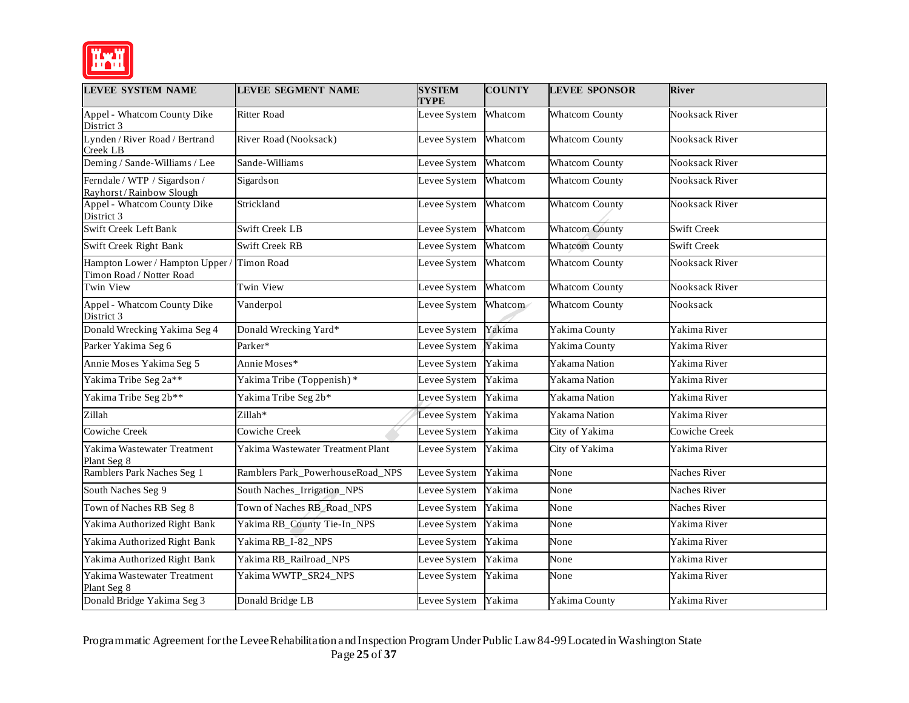| LEVEE SYSTEM NAME | LEVEE SEGMENT NAME | SYSTEM TYPE | COUNTY | LEVEE SPONSOR | River |
|---|---|---|---|---|---|
| Appel - Whatcom County Dike District 3 | Ritter Road | Levee System | Whatcom | Whatcom County | Nooksack River |
| Lynden / River Road / Bertrand Creek LB | River Road (Nooksack) | Levee System | Whatcom | Whatcom County | Nooksack River |
| Deming / Sande-Williams / Lee | Sande-Williams | Levee System | Whatcom | Whatcom County | Nooksack River |
| Ferndale / WTP / Sigardson / Rayhorst / Rainbow Slough | Sigardson | Levee System | Whatcom | Whatcom County | Nooksack River |
| Appel - Whatcom County Dike District 3 | Strickland | Levee System | Whatcom | Whatcom County | Nooksack River |
| Swift Creek Left Bank | Swift Creek LB | Levee System | Whatcom | Whatcom County | Swift Creek |
| Swift Creek Right Bank | Swift Creek RB | Levee System | Whatcom | Whatcom County | Swift Creek |
| Hampton Lower / Hampton Upper / Timon Road / Notter Road | Timon Road | Levee System | Whatcom | Whatcom County | Nooksack River |
| Twin View | Twin View | Levee System | Whatcom | Whatcom County | Nooksack River |
| Appel - Whatcom County Dike District 3 | Vanderpol | Levee System | Whatcom | Whatcom County | Nooksack |
| Donald Wrecking Yakima Seg 4 | Donald Wrecking Yard* | Levee System | Yakima | Yakima County | Yakima River |
| Parker Yakima Seg 6 | Parker* | Levee System | Yakima | Yakima County | Yakima River |
| Annie Moses Yakima Seg 5 | Annie Moses* | Levee System | Yakima | Yakama Nation | Yakima River |
| Yakima Tribe Seg 2a** | Yakima Tribe (Toppenish) * | Levee System | Yakima | Yakama Nation | Yakima River |
| Yakima Tribe Seg 2b** | Yakima Tribe Seg 2b* | Levee System | Yakima | Yakama Nation | Yakima River |
| Zillah | Zillah* | Levee System | Yakima | Yakama Nation | Yakima River |
| Cowiche Creek | Cowiche Creek | Levee System | Yakima | City of Yakima | Cowiche Creek |
| Yakima Wastewater Treatment Plant Seg 8 | Yakima Wastewater Treatment Plant | Levee System | Yakima | City of Yakima | Yakima River |
| Ramblers Park Naches Seg 1 | Ramblers Park_PowerhouseRoad_NPS | Levee System | Yakima | None | Naches River |
| South Naches Seg 9 | South Naches_Irrigation_NPS | Levee System | Yakima | None | Naches River |
| Town of Naches RB Seg 8 | Town of Naches RB_Road_NPS | Levee System | Yakima | None | Naches River |
| Yakima Authorized Right Bank | Yakima RB_County Tie-In_NPS | Levee System | Yakima | None | Yakima River |
| Yakima Authorized Right Bank | Yakima RB_I-82_NPS | Levee System | Yakima | None | Yakima River |
| Yakima Authorized Right Bank | Yakima RB_Railroad_NPS | Levee System | Yakima | None | Yakima River |
| Yakima Wastewater Treatment Plant Seg 8 | Yakima WWTP_SR24_NPS | Levee System | Yakima | None | Yakima River |
| Donald Bridge Yakima Seg 3 | Donald Bridge LB | Levee System | Yakima | Yakima County | Yakima River |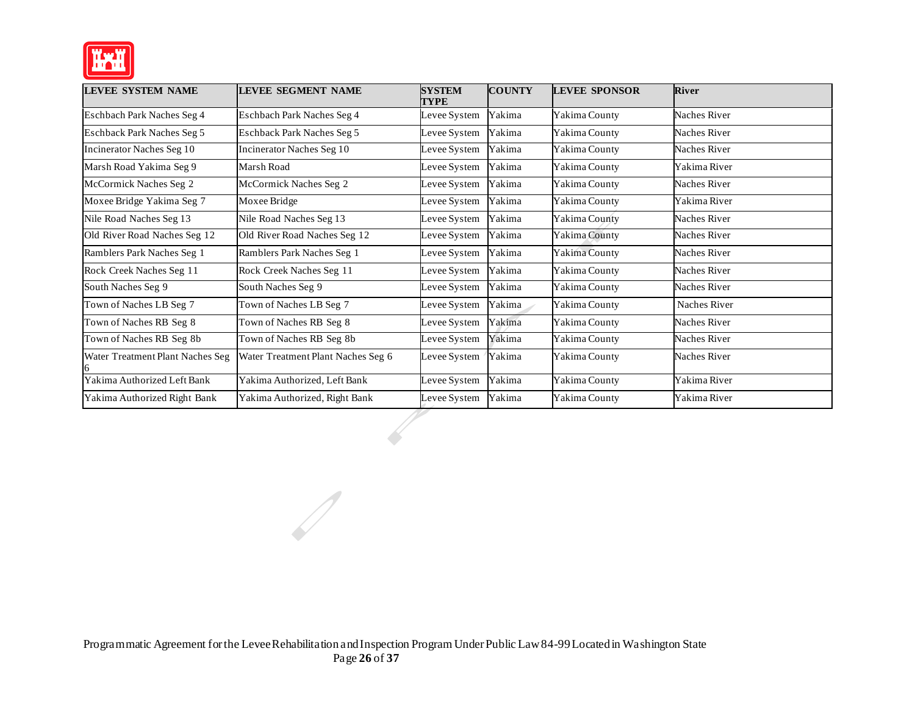| LEVEE SYSTEM NAME | LEVEE SEGMENT NAME | SYSTEM TYPE | COUNTY | LEVEE SPONSOR | River |
|---|---|---|---|---|---|
| Eschback Park Naches Seg 4 | Eschback Park Naches Seg 4 | Levee System | Yakima | Yakima County | Naches River |
| Eschback Park Naches Seg 5 | Eschback Park Naches Seg 5 | Levee System | Yakima | Yakima County | Naches River |
| Incinerator Naches Seg 10 | Incinerator Naches Seg 10 | Levee System | Yakima | Yakima County | Naches River |
| Marsh Road Yakima Seg 9 | Marsh Road | Levee System | Yakima | Yakima County | Yakima River |
| McCormick Naches Seg 2 | McCormick Naches Seg 2 | Levee System | Yakima | Yakima County | Naches River |
| Moxee Bridge Yakima Seg 7 | Moxee Bridge | Levee System | Yakima | Yakima County | Yakima River |
| Nile Road Naches Seg 13 | Nile Road Naches Seg 13 | Levee System | Yakima | Yakima County | Naches River |
| Old River Road Naches Seg 12 | Old River Road Naches Seg 12 | Levee System | Yakima | Yakima County | Naches River |
| Ramblers Park Naches Seg 1 | Ramblers Park Naches Seg 1 | Levee System | Yakima | Yakima County | Naches River |
| Rock Creek Naches Seg 11 | Rock Creek Naches Seg 11 | Levee System | Yakima | Yakima County | Naches River |
| South Naches Seg 9 | South Naches Seg 9 | Levee System | Yakima | Yakima County | Naches River |
| Town of Naches LB Seg 7 | Town of Naches LB Seg 7 | Levee System | Yakima | Yakima County | Naches River |
| Town of Naches RB Seg 8 | Town of Naches RB Seg 8 | Levee System | Yakima | Yakima County | Naches River |
| Town of Naches RB Seg 8b | Town of Naches RB Seg 8b | Levee System | Yakima | Yakima County | Naches River |
| Water Treatment Plant Naches Seg 6 | Water Treatment Plant Naches Seg 6 | Levee System | Yakima | Yakima County | Naches River |
| Yakima Authorized Left Bank | Yakima Authorized, Left Bank | Levee System | Yakima | Yakima County | Yakima River |
| Yakima Authorized Right Bank | Yakima Authorized, Right Bank | Levee System | Yakima | Yakima County | Yakima River |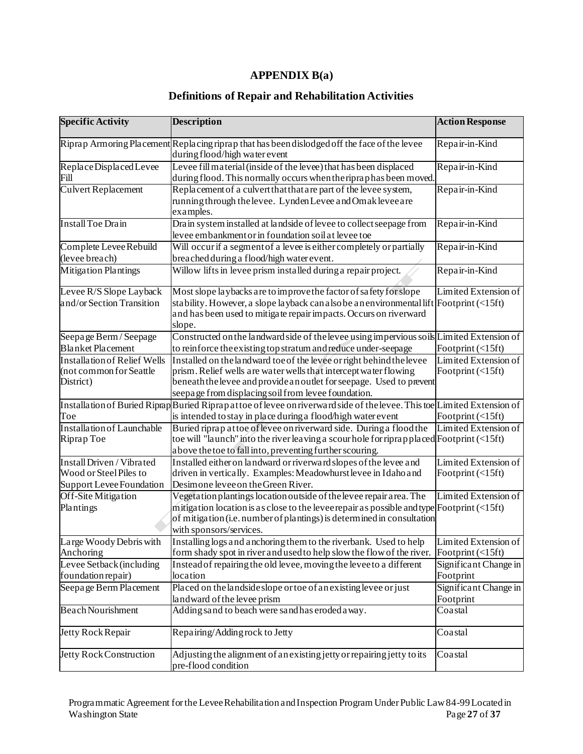# APPENDIX B(a)

## Definitions of Repair and Rehabilitation Activities

| Specific Activity | Description | Action Response |
|---|---|---|
| Riprap Armoring Placement | Replacing riprap that has been dislodged off the face of the levee during flood/high water event | Repair-in-Kind |
| Replace Displaced Levee Fill | Levee fill material (inside of the levee) that has been displaced during flood. This normally occurs when the riprap has been moved. | Repair-in-Kind |
| Culvert Replacement | Replacement of a culvert that that are part of the levee system, running through the levee. Lynden Levee and Omak levee are examples. | Repair-in-Kind |
| Install Toe Drain | Drain system installed at landside of levee to collect seepage from levee embankment or in foundation soil at levee toe | Repair-in-Kind |
| Complete Levee Rebuild (levee breach) | Will occur if a segment of a levee is either completely or partially breached during a flood/high water event. | Repair-in-Kind |
| Mitigation Plantings | Willow lifts in levee prism installed during a repair project. | Repair-in-Kind |
| Levee R/S Slope Layback and/or Section Transition | Most slope laybacks are to improve the factor of safety for slope stability. However, a slope layback can also be an environmental lift and has been used to mitigate repair impacts. Occurs on riverward slope. | Limited Extension of Footprint (<15ft) |
| Seepage Berm / Seepage Blanket Placement | Constructed on the landward side of the levee using impervious soils to reinforce the existing top stratum and reduce under-seepage | Limited Extension of Footprint (<15ft) |
| Installation of Relief Wells (not common for Seattle District) | Installed on the landward toe of the levee or right behind the levee prism. Relief wells are water wells that intercept water flowing beneath the levee and provide an outlet for seepage. Used to prevent seepage from displacing soil from levee foundation. | Limited Extension of Footprint (<15ft) |
| Installation of Buried Riprap Toe | Buried Riprap at toe of levee on riverward side of the levee. This toe is intended to stay in place during a flood/high water event | Limited Extension of Footprint (<15ft) |
| Installation of Launchable Riprap Toe | Buried riprap at toe of levee on riverward side. During a flood the toe will "launch" into the river leaving a scour hole for riprap placed above the toe to fall into, preventing further scouring. | Limited Extension of Footprint (<15ft) |
| Install Driven / Vibrated Wood or Steel Piles to Support Levee Foundation | Installed either on landward or riverward slopes of the levee and driven in vertically. Examples: Meadowhurst levee in Idaho and Desimone levee on the Green River. | Limited Extension of Footprint (<15ft) |
| Off-Site Mitigation Plantings | Vegetation plantings location outside of the levee repair area. The mitigation location is as close to the levee repair as possible and type of mitigation (i.e. number of plantings) is determined in consultation with sponsors/services. | Limited Extension of Footprint (<15ft) |
| Large Woody Debris with Anchoring | Installing logs and anchoring them to the riverbank. Used to help form shady spot in river and used to help slow the flow of the river. | Limited Extension of Footprint (<15ft) |
| Levee Setback (including foundation repair) | Instead of repairing the old levee, moving the levee to a different location | Significant Change in Footprint |
| Seepage Berm Placement | Placed on the landside slope or toe of an existing levee or just landward of the levee prism | Significant Change in Footprint |
| Beach Nourishment | Adding sand to beach were sand has eroded away. | Coastal |
| Jetty Rock Repair | Repairing/Adding rock to Jetty | Coastal |
| Jetty Rock Construction | Adjusting the alignment of an existing jetty or repairing jetty to its pre-flood condition | Coastal |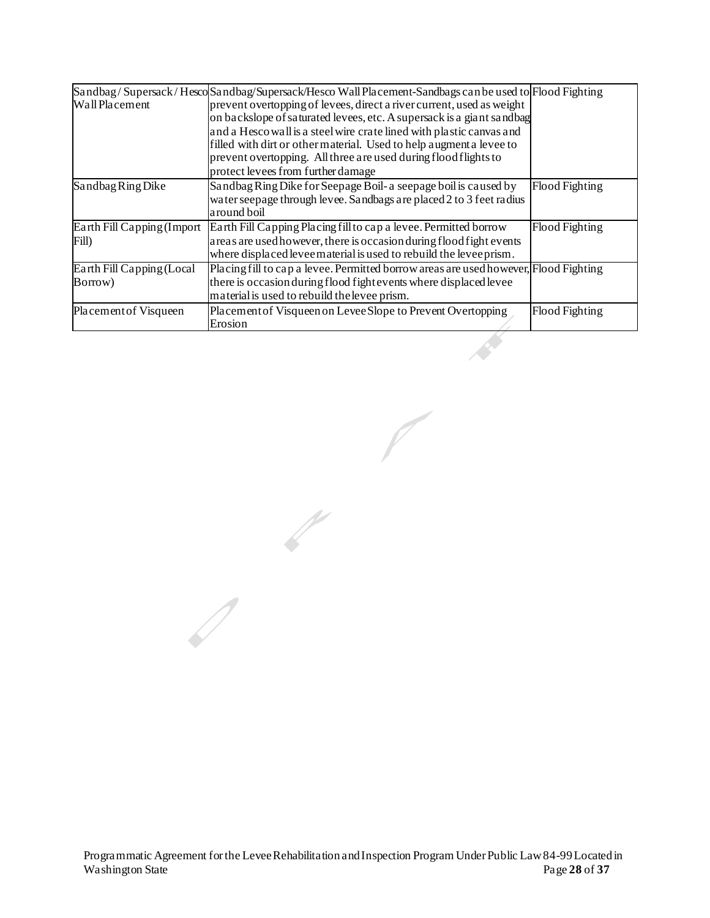| Sandbag/ Supersack / Hesco Wall Placement | Sandbag/Supersack/Hesco Wall Placement-Sandbags can be used to prevent overtopping of levees, direct a river current, used as weight on backslope of saturated levees, etc. A supersack is a giant sandbag and a Hesco wall is a steel wire crate lined with plastic canvas and filled with dirt or other material. Used to help augment a levee to prevent overtopping. All three are used during flood flights to protect levees from further damage | Flood Fighting |
|---|---|---|
| Sandbag Ring Dike | Sandbag Ring Dike for Seepage Boil- a seepage boil is caused by water seepage through levee. Sandbags are placed 2 to 3 feet radius around boil | Flood Fighting |
| Earth Fill Capping (Import Fill) | Earth Fill Capping Placing fill to cap a levee. Permitted borrow areas are used however, there is occasion during flood fight events where displaced levee material is used to rebuild the levee prism. | Flood Fighting |
| Earth Fill Capping (Local Borrow) | Placing fill to cap a levee. Permitted borrow areas are used however, there is occasion during flood fight events where displaced levee material is used to rebuild the levee prism. | Flood Fighting |
| Placement of Visqueen | Placement of Visqueen on Levee Slope to Prevent Overtopping Erosion | Flood Fighting |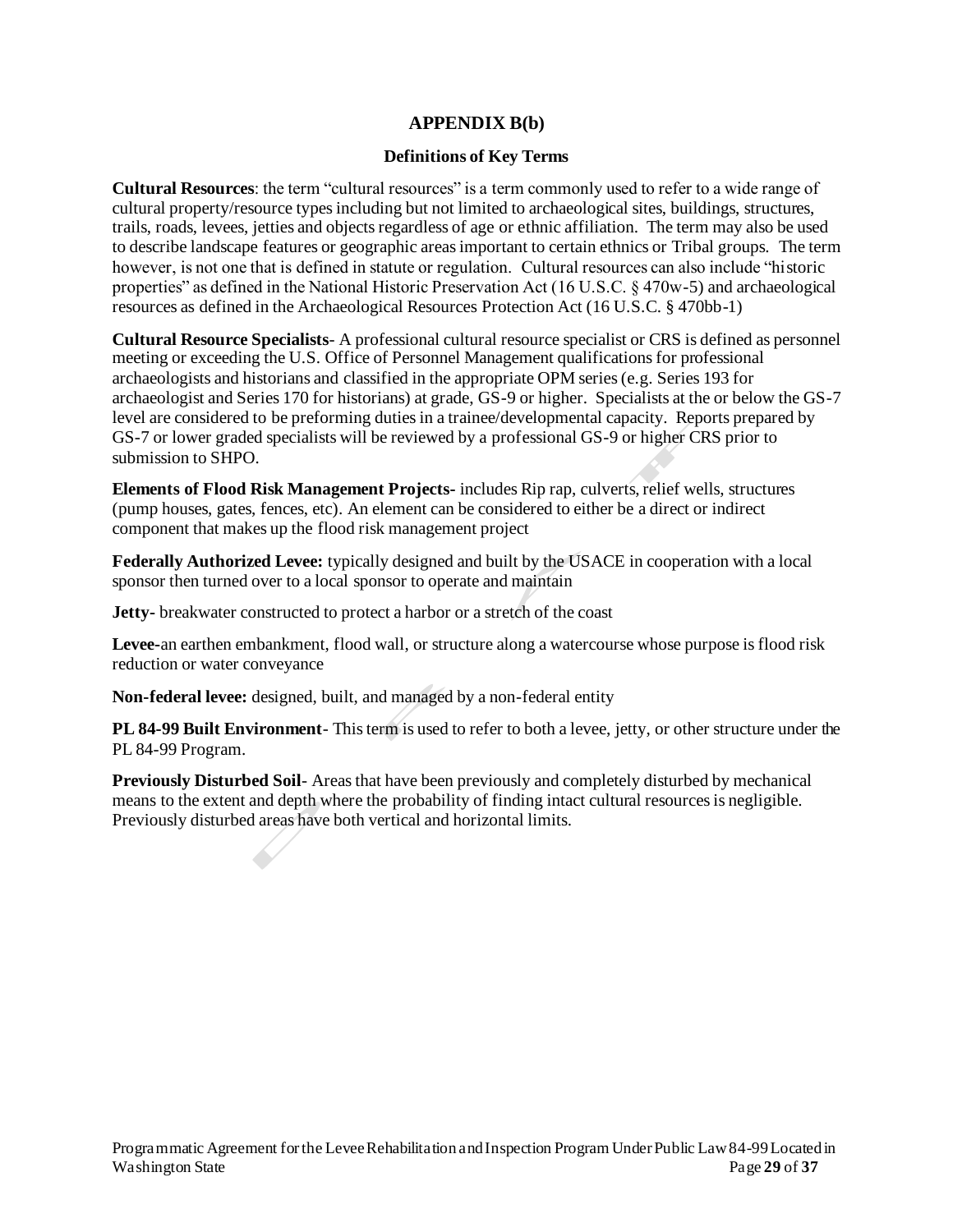# APPENDIX B(b)

## Definitions of Key Terms

**Cultural Resources**: the term "cultural resources" is a term commonly used to refer to a wide range of cultural property/resource types including but not limited to archaeological sites, buildings, structures, trails, roads, levees, jetties and objects regardless of age or ethnic affiliation. The term may also be used to describe landscape features or geographic areas important to certain ethnics or Tribal groups. The term however, is not one that is defined in statute or regulation. Cultural resources can also include "historic properties" as defined in the National Historic Preservation Act (16 U.S.C. § 470w-5) and archaeological resources as defined in the Archaeological Resources Protection Act (16 U.S.C. § 470bb-1)

**Cultural Resource Specialists**- A professional cultural resource specialist or CRS is defined as personnel meeting or exceeding the U.S. Office of Personnel Management qualifications for professional archaeologists and historians and classified in the appropriate OPM series (e.g. Series 193 for archaeologist and Series 170 for historians) at grade, GS-9 or higher. Specialists at the or below the GS-7 level are considered to be preforming duties in a trainee/developmental capacity. Reports prepared by GS-7 or lower graded specialists will be reviewed by a professional GS-9 or higher CRS prior to submission to SHPO.

**Elements of Flood Risk Management Projects**- includes Rip rap, culverts, relief wells, structures (pump houses, gates, fences, etc). An element can be considered to either be a direct or indirect component that makes up the flood risk management project

**Federally Authorized Levee:** typically designed and built by the USACE in cooperation with a local sponsor then turned over to a local sponsor to operate and maintain

**Jetty-** breakwater constructed to protect a harbor or a stretch of the coast

**Levee-**an earthen embankment, flood wall, or structure along a watercourse whose purpose is flood risk reduction or water conveyance

**Non-federal levee:** designed, built, and managed by a non-federal entity

**PL 84-99 Built Environment**- This term is used to refer to both a levee, jetty, or other structure under the PL 84-99 Program.

**Previously Disturbed Soil**- Areas that have been previously and completely disturbed by mechanical means to the extent and depth where the probability of finding intact cultural resources is negligible. Previously disturbed areas have both vertical and horizontal limits.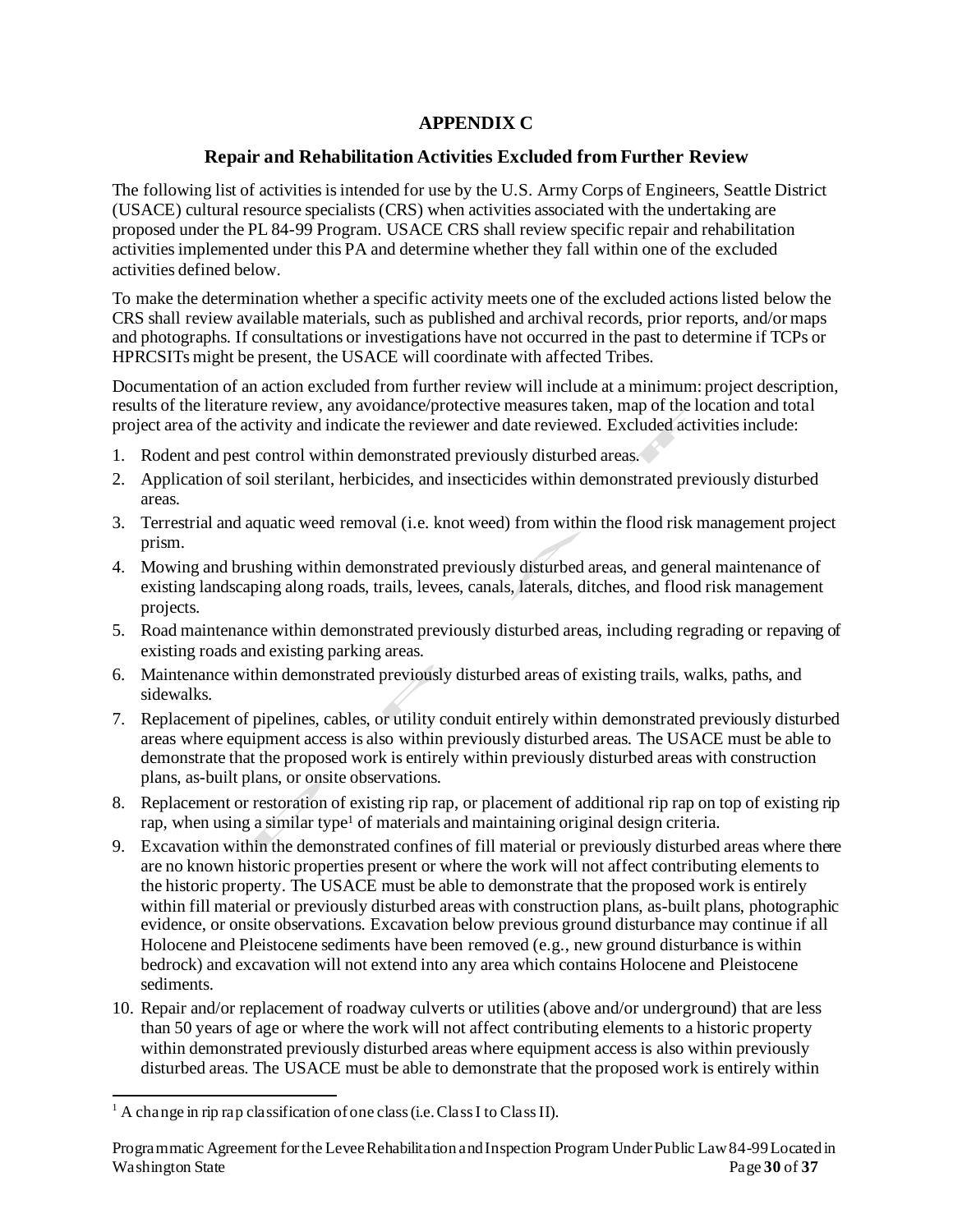# APPENDIX C

## Repair and Rehabilitation Activities Excluded from Further Review

The following list of activities is intended for use by the U.S. Army Corps of Engineers, Seattle District (USACE) cultural resource specialists (CRS) when activities associated with the undertaking are proposed under the PL 84-99 Program. USACE CRS shall review specific repair and rehabilitation activities implemented under this PA and determine whether they fall within one of the excluded activities defined below.

To make the determination whether a specific activity meets one of the excluded actions listed below the CRS shall review available materials, such as published and archival records, prior reports, and/or maps and photographs. If consultations or investigations have not occurred in the past to determine if TCPs or HPRCSITs might be present, the USACE will coordinate with affected Tribes.

Documentation of an action excluded from further review will include at a minimum: project description, results of the literature review, any avoidance/protective measures taken, map of the location and total project area of the activity and indicate the reviewer and date reviewed. Excluded activities include:

1. Rodent and pest control within demonstrated previously disturbed areas.
2. Application of soil sterilant, herbicides, and insecticides within demonstrated previously disturbed areas.
3. Terrestrial and aquatic weed removal (i.e. knot weed) from within the flood risk management project prism.
4. Mowing and brushing within demonstrated previously disturbed areas, and general maintenance of existing landscaping along roads, trails, levees, canals, laterals, ditches, and flood risk management projects.
5. Road maintenance within demonstrated previously disturbed areas, including regrading or repaving of existing roads and existing parking areas.
6. Maintenance within demonstrated previously disturbed areas of existing trails, walks, paths, and sidewalks.
7. Replacement of pipelines, cables, or utility conduit entirely within demonstrated previously disturbed areas where equipment access is also within previously disturbed areas. The USACE must be able to demonstrate that the proposed work is entirely within previously disturbed areas with construction plans, as-built plans, or onsite observations.
8. Replacement or restoration of existing rip rap, or placement of additional rip rap on top of existing rip rap, when using a similar type[1] of materials and maintaining original design criteria.
9. Excavation within the demonstrated confines of fill material or previously disturbed areas where there are no known historic properties present or where the work will not affect contributing elements to the historic property. The USACE must be able to demonstrate that the proposed work is entirely within fill material or previously disturbed areas with construction plans, as-built plans, photographic evidence, or onsite observations. Excavation below previous ground disturbance may continue if all Holocene and Pleistocene sediments have been removed (e.g., new ground disturbance is within bedrock) and excavation will not extend into any area which contains Holocene and Pleistocene sediments.
10. Repair and/or replacement of roadway culverts or utilities (above and/or underground) that are less than 50 years of age or where the work will not affect contributing elements to a historic property within demonstrated previously disturbed areas where equipment access is also within previously disturbed areas. The USACE must be able to demonstrate that the proposed work is entirely within

[1] A change in rip rap classification of one class (i.e. Class I to Class II).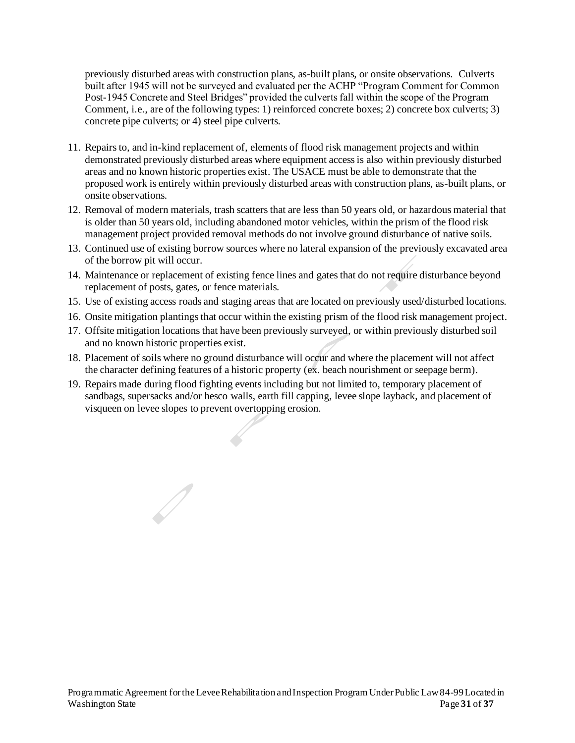previously disturbed areas with construction plans, as-built plans, or onsite observations. Culverts built after 1945 will not be surveyed and evaluated per the ACHP "Program Comment for Common Post-1945 Concrete and Steel Bridges" provided the culverts fall within the scope of the Program Comment, i.e., are of the following types: 1) reinforced concrete boxes; 2) concrete box culverts; 3) concrete pipe culverts; or 4) steel pipe culverts.

11. Repairs to, and in-kind replacement of, elements of flood risk management projects and within demonstrated previously disturbed areas where equipment access is also within previously disturbed areas and no known historic properties exist. The USACE must be able to demonstrate that the proposed work is entirely within previously disturbed areas with construction plans, as-built plans, or onsite observations.
12. Removal of modern materials, trash scatters that are less than 50 years old, or hazardous material that is older than 50 years old, including abandoned motor vehicles, within the prism of the flood risk management project provided removal methods do not involve ground disturbance of native soils.
13. Continued use of existing borrow sources where no lateral expansion of the previously excavated area of the borrow pit will occur.
14. Maintenance or replacement of existing fence lines and gates that do not require disturbance beyond replacement of posts, gates, or fence materials.
15. Use of existing access roads and staging areas that are located on previously used/disturbed locations.
16. Onsite mitigation plantings that occur within the existing prism of the flood risk management project.
17. Offsite mitigation locations that have been previously surveyed, or within previously disturbed soil and no known historic properties exist.
18. Placement of soils where no ground disturbance will occur and where the placement will not affect the character defining features of a historic property (ex. beach nourishment or seepage berm).
19. Repairs made during flood fighting events including but not limited to, temporary placement of sandbags, supersacks and/or hesco walls, earth fill capping, levee slope layback, and placement of visqueen on levee slopes to prevent overtopping erosion.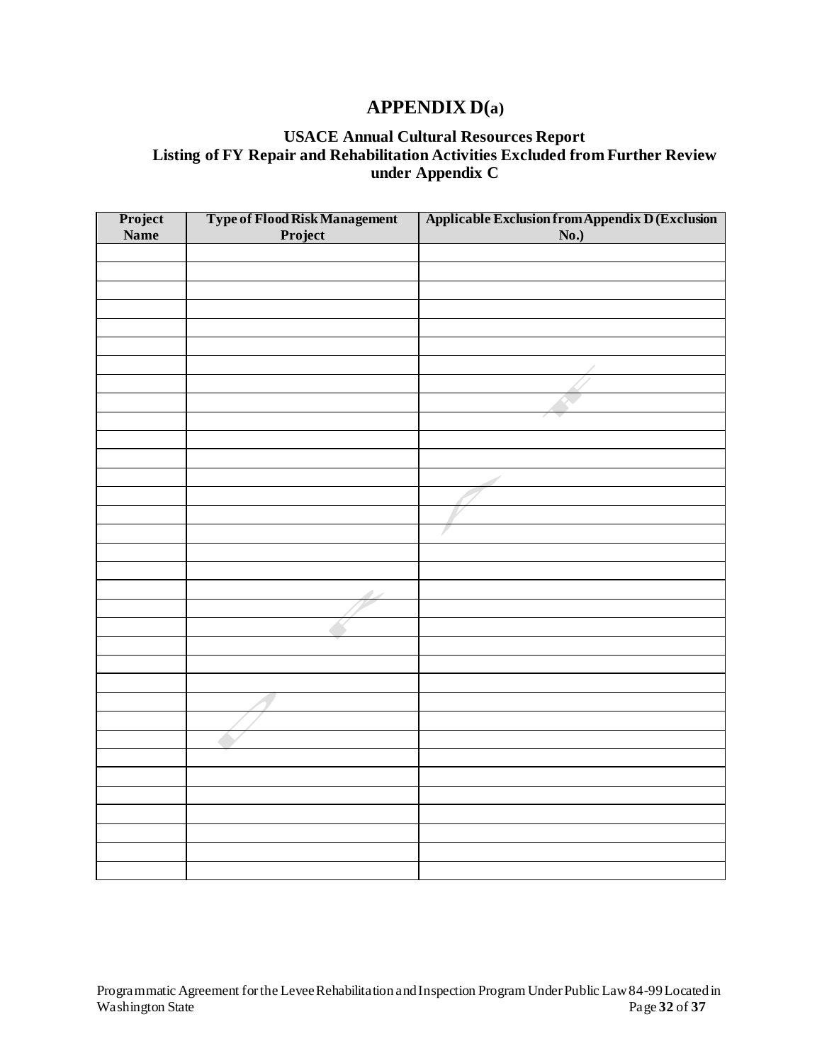# APPENDIX D(a)

### USACE Annual Cultural Resources Report
### Listing of FY Repair and Rehabilitation Activities Excluded from Further Review under Appendix C

| Project Name | Type of Flood Risk Management Project | Applicable Exclusion from Appendix D (Exclusion No.) |
|---|---|---|
| | | |
| | | |
| | | |
| | | |
| | | |
| | | |
| | | |
| | | |
| | | |
| | | |
| | | |
| | | |
| | | |
| | | |
| | | |
| | | |
| | | |
| | | |
| | | |
| | | |
| | | |
| | | |
| | | |
| | | |
| | | |
| | | |
| | | |
| | | |
| | | |
| | | |
| | | |
| | | |
| | | |
| | | |
| | | |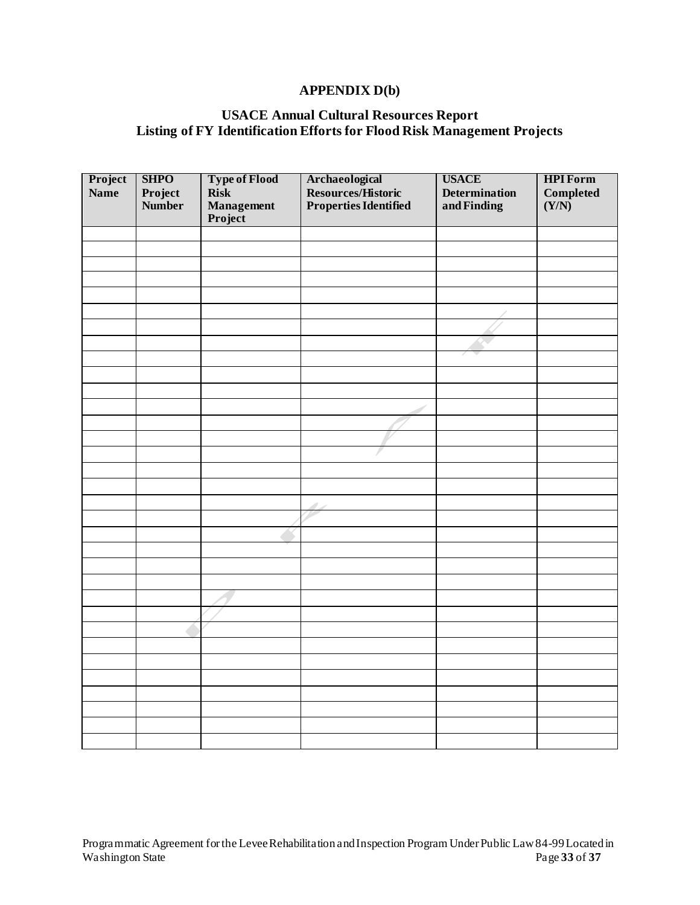# APPENDIX D(b)

## USACE Annual Cultural Resources Report
## Listing of FY Identification Efforts for Flood Risk Management Projects

| Project Name | SHPO Project Number | Type of Flood Risk Management Project | Archaeological Resources/Historic Properties Identified | USACE Determination and Finding | HPI Form Completed (Y/N) |
|---|---|---|---|---|---|
| | | | | | |
| | | | | | |
| | | | | | |
| | | | | | |
| | | | | | |
| | | | | | |
| | | | | | |
| | | | | | |
| | | | | | |
| | | | | | |
| | | | | | |
| | | | | | |
| | | | | | |
| | | | | | |
| | | | | | |
| | | | | | |
| | | | | | |
| | | | | | |
| | | | | | |
| | | | | | |
| | | | | | |
| | | | | | |
| | | | | | |
| | | | | | |
| | | | | | |
| | | | | | |
| | | | | | |
| | | | | | |
| | | | | | |
| | | | | | |
| | | | | | |
| | | | | | |
| | | | | | |
| | | | | | |
| | | | | | |
| | | | | | |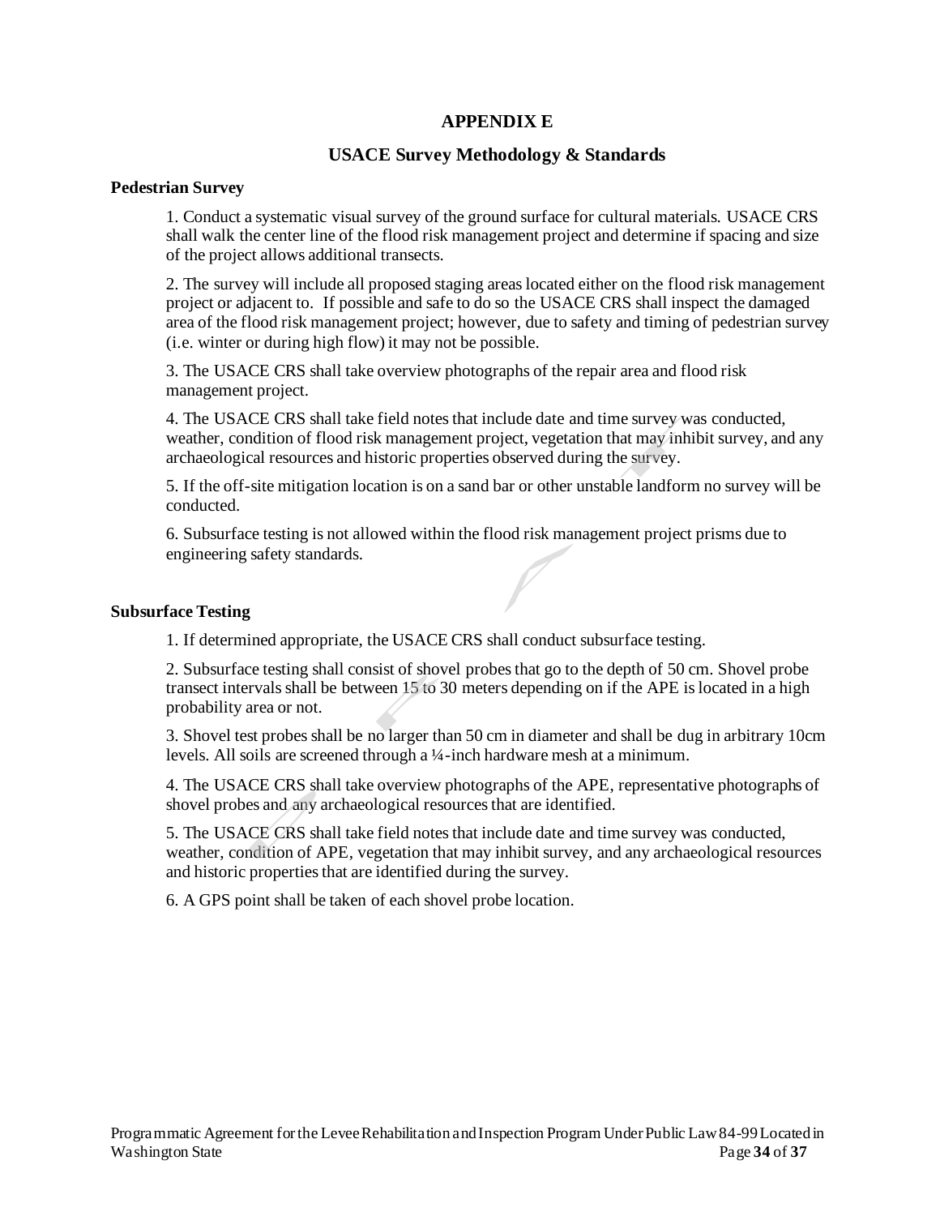# APPENDIX E

## USACE Survey Methodology & Standards

### Pedestrian Survey

1. Conduct a systematic visual survey of the ground surface for cultural materials. USACE CRS shall walk the center line of the flood risk management project and determine if spacing and size of the project allows additional transects.

2. The survey will include all proposed staging areas located either on the flood risk management project or adjacent to. If possible and safe to do so the USACE CRS shall inspect the damaged area of the flood risk management project; however, due to safety and timing of pedestrian survey (i.e. winter or during high flow) it may not be possible.

3. The USACE CRS shall take overview photographs of the repair area and flood risk management project.

4. The USACE CRS shall take field notes that include date and time survey was conducted, weather, condition of flood risk management project, vegetation that may inhibit survey, and any archaeological resources and historic properties observed during the survey.

5. If the off-site mitigation location is on a sand bar or other unstable landform no survey will be conducted.

6. Subsurface testing is not allowed within the flood risk management project prisms due to engineering safety standards.

### Subsurface Testing

1. If determined appropriate, the USACE CRS shall conduct subsurface testing.

2. Subsurface testing shall consist of shovel probes that go to the depth of 50 cm. Shovel probe transect intervals shall be between 15 to 30 meters depending on if the APE is located in a high probability area or not.

3. Shovel test probes shall be no larger than 50 cm in diameter and shall be dug in arbitrary 10cm levels. All soils are screened through a ¼-inch hardware mesh at a minimum.

4. The USACE CRS shall take overview photographs of the APE, representative photographs of shovel probes and any archaeological resources that are identified.

5. The USACE CRS shall take field notes that include date and time survey was conducted, weather, condition of APE, vegetation that may inhibit survey, and any archaeological resources and historic properties that are identified during the survey.

6. A GPS point shall be taken of each shovel probe location.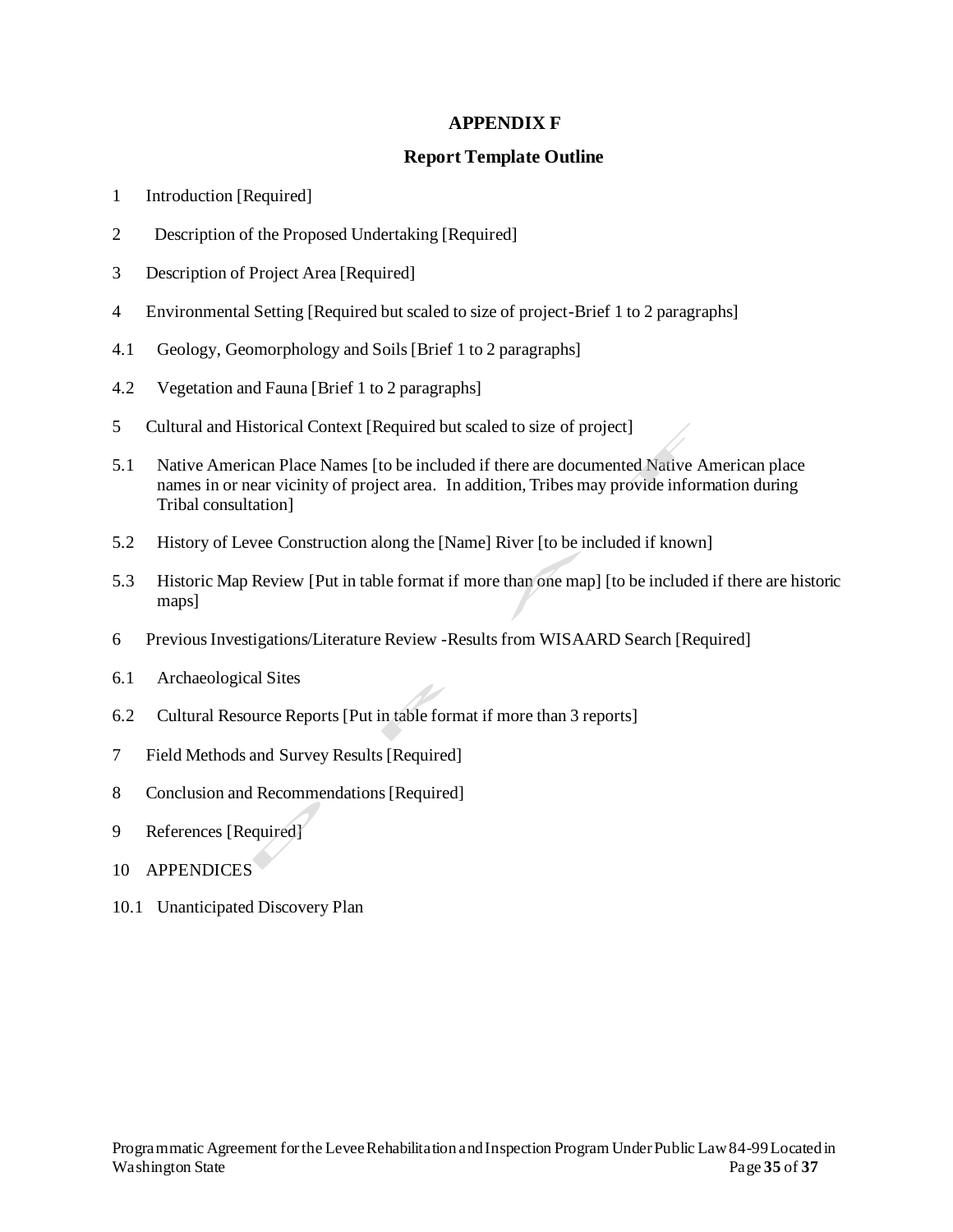# APPENDIX F

## Report Template Outline

1 Introduction [Required]

2 Description of the Proposed Undertaking [Required]

3 Description of Project Area [Required]

4 Environmental Setting [Required but scaled to size of project-Brief 1 to 2 paragraphs]

4.1 Geology, Geomorphology and Soils [Brief 1 to 2 paragraphs]

4.2 Vegetation and Fauna [Brief 1 to 2 paragraphs]

5 Cultural and Historical Context [Required but scaled to size of project]

5.1 Native American Place Names [to be included if there are documented Native American place names in or near vicinity of project area. In addition, Tribes may provide information during Tribal consultation]

5.2 History of Levee Construction along the [Name] River [to be included if known]

5.3 Historic Map Review [Put in table format if more than one map] [to be included if there are historic maps]

6 Previous Investigations/Literature Review -Results from WISAARD Search [Required]

6.1 Archaeological Sites

6.2 Cultural Resource Reports [Put in table format if more than 3 reports]

7 Field Methods and Survey Results [Required]

8 Conclusion and Recommendations [Required]

9 References [Required]

10 APPENDICES

10.1 Unanticipated Discovery Plan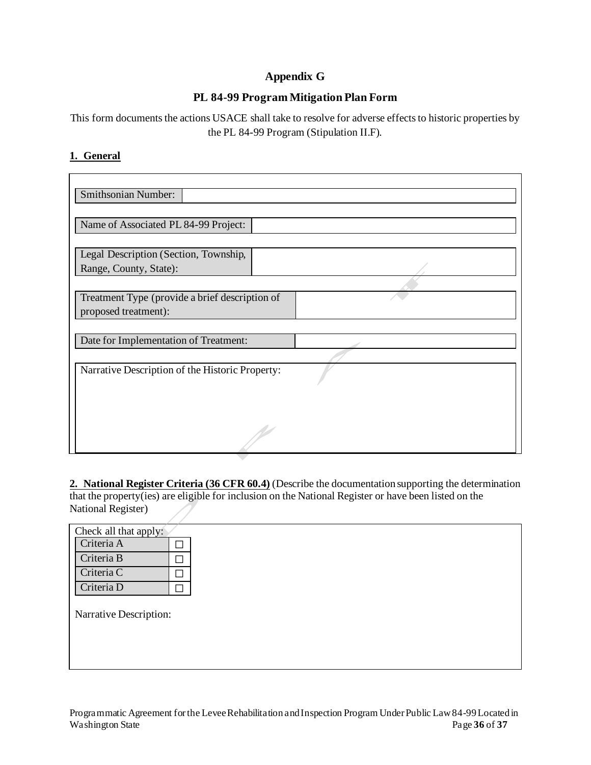# Appendix G

## PL 84-99 Program Mitigation Plan Form

This form documents the actions USACE shall take to resolve for adverse effects to historic properties by the PL 84-99 Program (Stipulation II.F).

**1. General**

| Smithsonian Number: | |
|---|---|

| Name of Associated PL 84-99 Project: | |
|---|---|

| Legal Description (Section, Township, Range, County, State): | |
|---|---|

| Treatment Type (provide a brief description of proposed treatment): | |
|---|---|

| Date for Implementation of Treatment: | |
|---|---|

Narrative Description of the Historic Property:

**2. National Register Criteria (36 CFR 60.4)** (Describe the documentation supporting the determination that the property(ies) are eligible for inclusion on the National Register or have been listed on the National Register)

Check all that apply:

| Criteria | |
|---|---|
| Criteria A | ☐ |
| Criteria B | ☐ |
| Criteria C | ☐ |
| Criteria D | ☐ |

Narrative Description: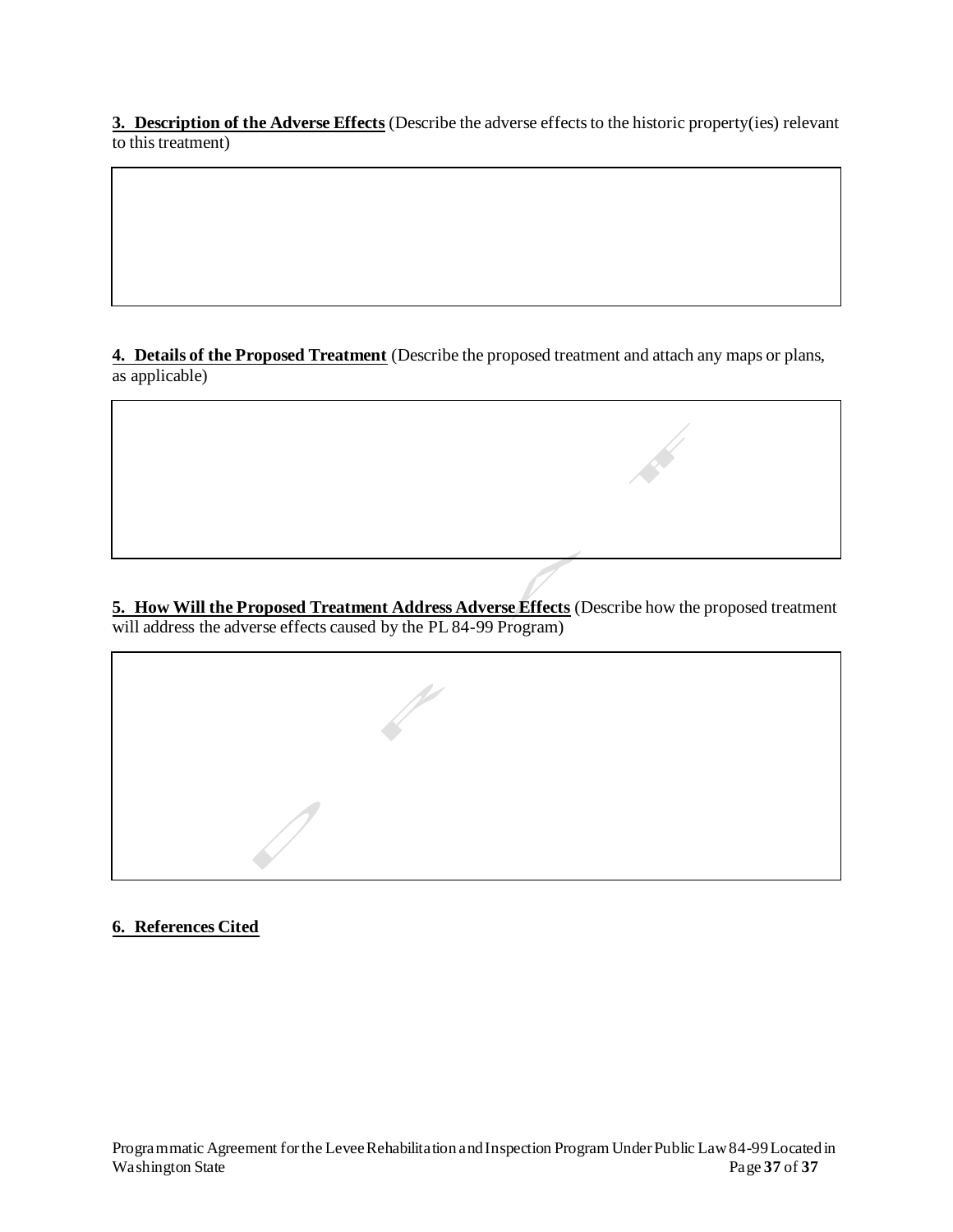**3. Description of the Adverse Effects** (Describe the adverse effects to the historic property(ies) relevant to this treatment)

**4. Details of the Proposed Treatment** (Describe the proposed treatment and attach any maps or plans, as applicable)

**5. How Will the Proposed Treatment Address Adverse Effects** (Describe how the proposed treatment will address the adverse effects caused by the PL 84-99 Program)

**6. References Cited**